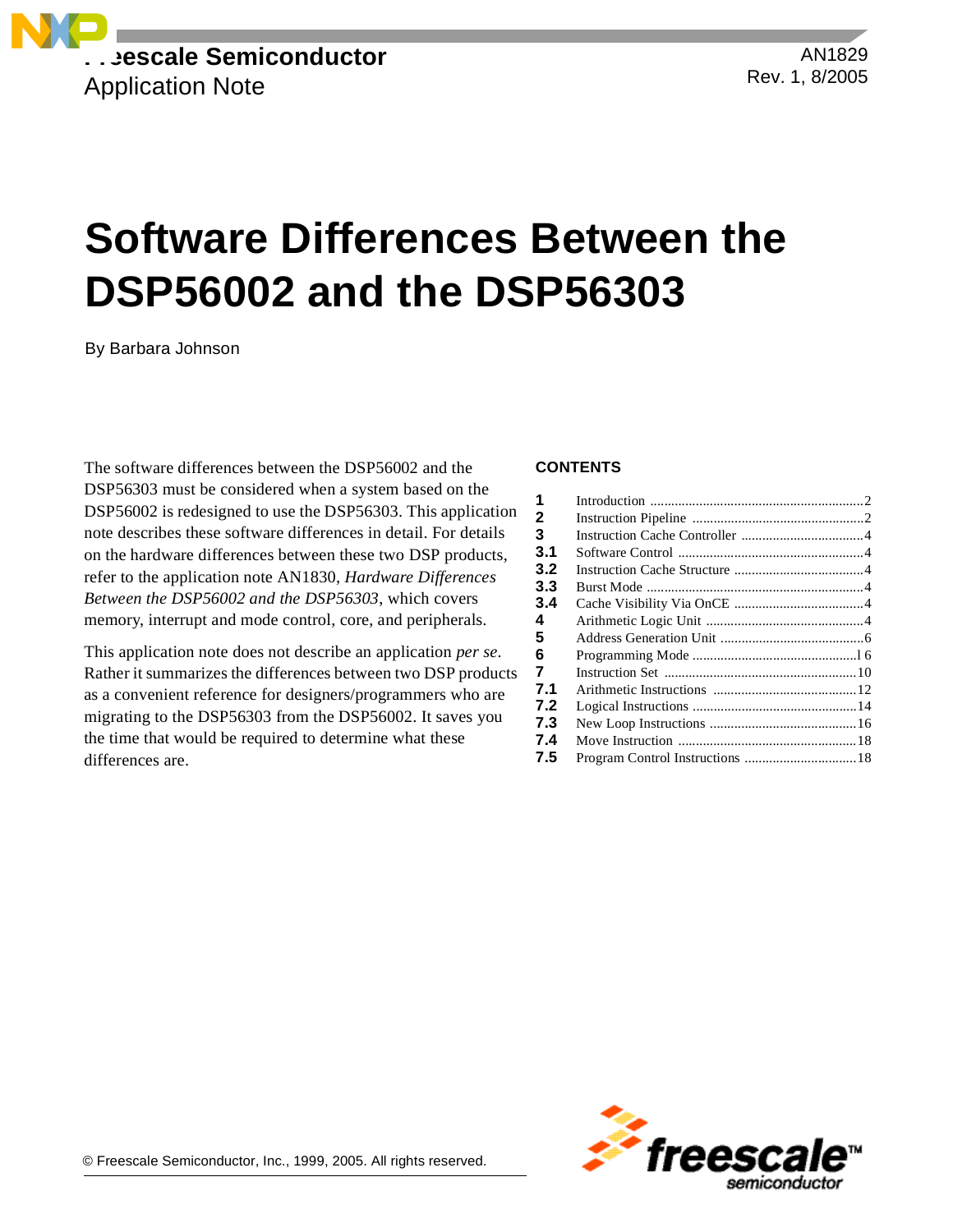Freescale Semiconductor
Application Note

AN1829
Rev. 1, 8/2005

# Software Differences Between the DSP56002 and the DSP56303

By Barbara Johnson

The software differences between the DSP56002 and the DSP56303 must be considered when a system based on the DSP56002 is redesigned to use the DSP56303. This application note describes these software differences in detail. For details on the hardware differences between these two DSP products, refer to the application note AN1830, *Hardware Differences Between the DSP56002 and the DSP56303*, which covers memory, interrupt and mode control, core, and peripherals.

This application note does not describe an application *per se*. Rather it summarizes the differences between two DSP products as a convenient reference for designers/programmers who are migrating to the DSP56303 from the DSP56002. It saves you the time that would be required to determine what these differences are.

**CONTENTS**

| | | |
|---|---|---|
| **1** | Introduction | 2 |
| **2** | Instruction Pipeline | 2 |
| **3** | Instruction Cache Controller | 4 |
| **3.1** | Software Control | 4 |
| **3.2** | Instruction Cache Structure | 4 |
| **3.3** | Burst Mode | 4 |
| **3.4** | Cache Visibility Via OnCE | 4 |
| **4** | Arithmetic Logic Unit | 4 |
| **5** | Address Generation Unit | 6 |
| **6** | Programming Mode | 16 |
| **7** | Instruction Set | 10 |
| **7.1** | Arithmetic Instructions | 12 |
| **7.2** | Logical Instructions | 14 |
| **7.3** | New Loop Instructions | 16 |
| **7.4** | Move Instruction | 18 |
| **7.5** | Program Control Instructions | 18 |

© Freescale Semiconductor, Inc., 1999, 2005. All rights reserved.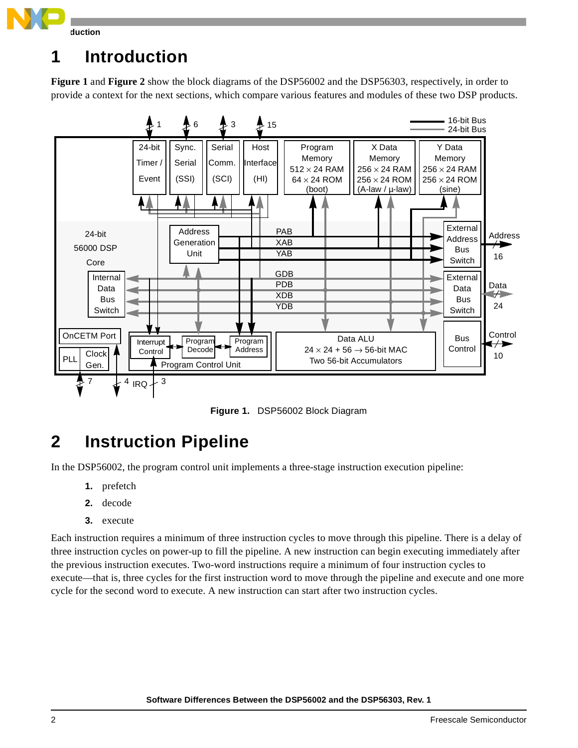# 1 Introduction

**Figure 1** and **Figure 2** show the block diagrams of the DSP56002 and the DSP56303, respectively, in order to provide a context for the next sections, which compare various features and modules of these two DSP products.

**Figure 1.** DSP56002 Block Diagram

# 2 Instruction Pipeline

In the DSP56002, the program control unit implements a three-stage instruction execution pipeline:

1. prefetch
2. decode
3. execute

Each instruction requires a minimum of three instruction cycles to move through this pipeline. There is a delay of three instruction cycles on power-up to fill the pipeline. A new instruction can begin executing immediately after the previous instruction executes. Two-word instructions require a minimum of four instruction cycles to execute—that is, three cycles for the first instruction word to move through the pipeline and execute and one more cycle for the second word to execute. A new instruction can start after two instruction cycles.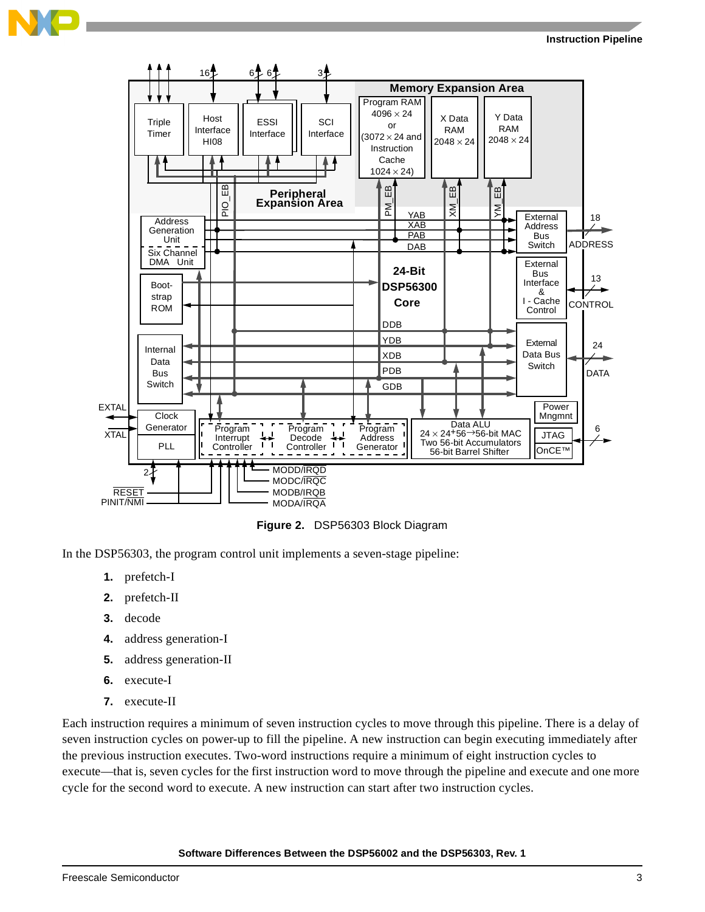Figure 2. DSP56303 Block Diagram

In the DSP56303, the program control unit implements a seven-stage pipeline:

1. prefetch-I
2. prefetch-II
3. decode
4. address generation-I
5. address generation-II
6. execute-I
7. execute-II

Each instruction requires a minimum of seven instruction cycles to move through this pipeline. There is a delay of seven instruction cycles on power-up to fill the pipeline. A new instruction can begin executing immediately after the previous instruction executes. Two-word instructions require a minimum of eight instruction cycles to execute—that is, seven cycles for the first instruction word to move through the pipeline and execute and one more cycle for the second word to execute. A new instruction can start after two instruction cycles.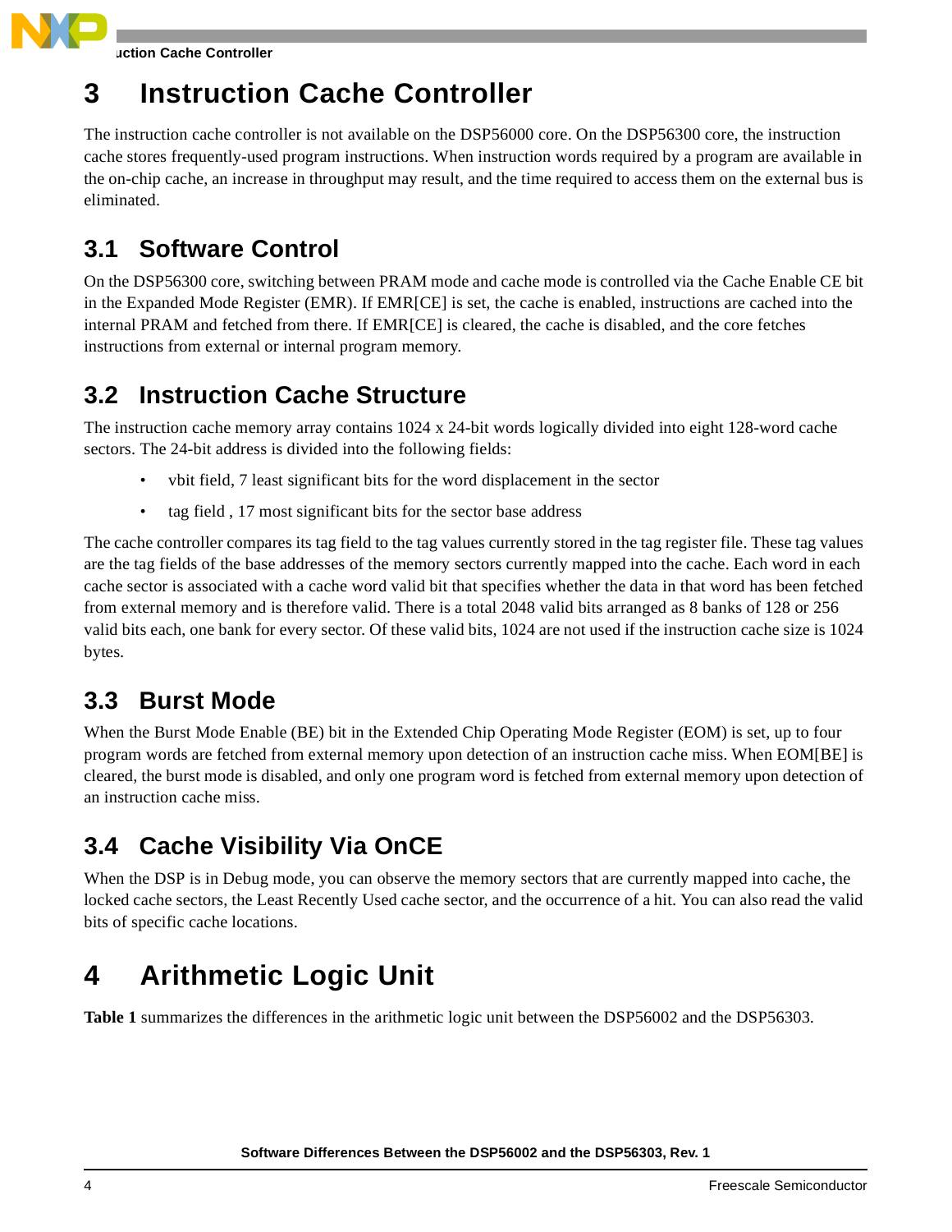# 3 Instruction Cache Controller

The instruction cache controller is not available on the DSP56000 core. On the DSP56300 core, the instruction cache stores frequently-used program instructions. When instruction words required by a program are available in the on-chip cache, an increase in throughput may result, and the time required to access them on the external bus is eliminated.

## 3.1 Software Control

On the DSP56300 core, switching between PRAM mode and cache mode is controlled via the Cache Enable CE bit in the Expanded Mode Register (EMR). If EMR[CE] is set, the cache is enabled, instructions are cached into the internal PRAM and fetched from there. If EMR[CE] is cleared, the cache is disabled, and the core fetches instructions from external or internal program memory.

## 3.2 Instruction Cache Structure

The instruction cache memory array contains 1024 x 24-bit words logically divided into eight 128-word cache sectors. The 24-bit address is divided into the following fields:

- vbit field, 7 least significant bits for the word displacement in the sector
- tag field , 17 most significant bits for the sector base address

The cache controller compares its tag field to the tag values currently stored in the tag register file. These tag values are the tag fields of the base addresses of the memory sectors currently mapped into the cache. Each word in each cache sector is associated with a cache word valid bit that specifies whether the data in that word has been fetched from external memory and is therefore valid. There is a total 2048 valid bits arranged as 8 banks of 128 or 256 valid bits each, one bank for every sector. Of these valid bits, 1024 are not used if the instruction cache size is 1024 bytes.

## 3.3 Burst Mode

When the Burst Mode Enable (BE) bit in the Extended Chip Operating Mode Register (EOM) is set, up to four program words are fetched from external memory upon detection of an instruction cache miss. When EOM[BE] is cleared, the burst mode is disabled, and only one program word is fetched from external memory upon detection of an instruction cache miss.

## 3.4 Cache Visibility Via OnCE

When the DSP is in Debug mode, you can observe the memory sectors that are currently mapped into cache, the locked cache sectors, the Least Recently Used cache sector, and the occurrence of a hit. You can also read the valid bits of specific cache locations.

# 4 Arithmetic Logic Unit

**Table 1** summarizes the differences in the arithmetic logic unit between the DSP56002 and the DSP56303.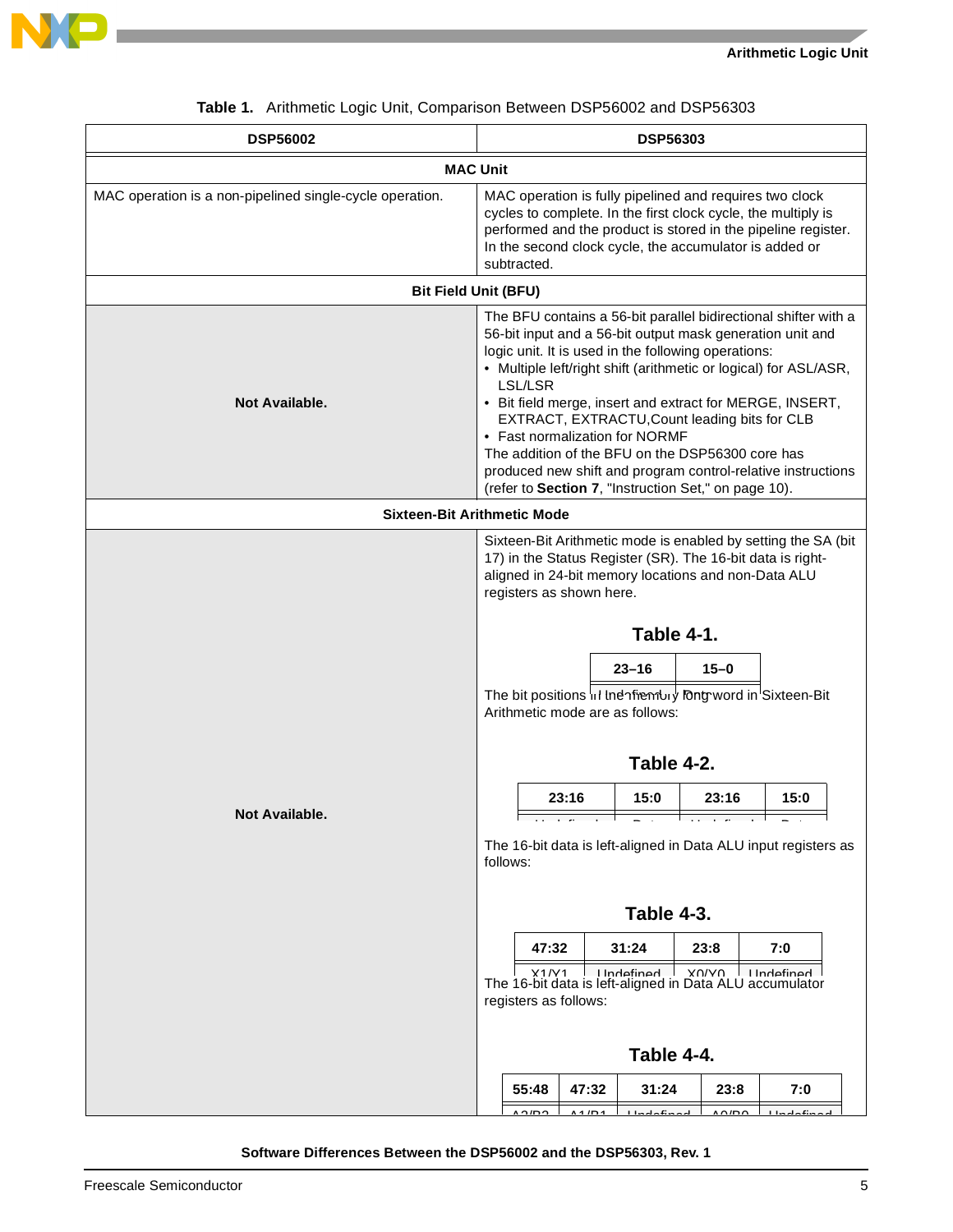**Table 1. Arithmetic Logic Unit, Comparison Between DSP56002 and DSP56303**

| DSP56002 | DSP56303 |
|---|---|
| **MAC Unit** | |
| MAC operation is a non-pipelined single-cycle operation. | MAC operation is fully pipelined and requires two clock cycles to complete. In the first clock cycle, the multiply is performed and the product is stored in the pipeline register. In the second clock cycle, the accumulator is added or subtracted. |
| **Bit Field Unit (BFU)** | |
| **Not Available.** | The BFU contains a 56-bit parallel bidirectional shifter with a 56-bit input and a 56-bit output mask generation unit and logic unit. It is used in the following operations:<br>• Multiple left/right shift (arithmetic or logical) for ASL/ASR, LSL/LSR<br>• Bit field merge, insert and extract for MERGE, INSERT, EXTRACT, EXTRACTU,Count leading bits for CLB<br>• Fast normalization for NORMF<br>The addition of the BFU on the DSP56300 core has produced new shift and program control-relative instructions (refer to **Section 7**, "Instruction Set," on page 10). |
| **Sixteen-Bit Arithmetic Mode** | |
| **Not Available.** | Sixteen-Bit Arithmetic mode is enabled by setting the SA (bit 17) in the Status Register (SR). The 16-bit data is right-aligned in 24-bit memory locations and non-Data ALU registers as shown here.<br><br>**Table 4-1.**<br><br>23–16 \| 15–0<br><br>The bit positions in the memory long word in Sixteen-Bit Arithmetic mode are as follows:<br><br>**Table 4-2.**<br><br>23:16 \| 15:0 \| 23:16 \| 15:0<br><br>The 16-bit data is left-aligned in Data ALU input registers as follows:<br><br>**Table 4-3.**<br><br>47:32 \| 31:24 \| 23:8 \| 7:0<br>X1/Y1 \| Undefined \| X0/Y0 \| Undefined<br><br>The 16-bit data is left-aligned in Data ALU accumulator registers as follows:<br><br>**Table 4-4.**<br><br>55:48 \| 47:32 \| 31:24 \| 23:8 \| 7:0<br>A2/B2 \| A1/B1 \| Undefined \| A0/B0 \| Undefined |

**Software Differences Between the DSP56002 and the DSP56303, Rev. 1**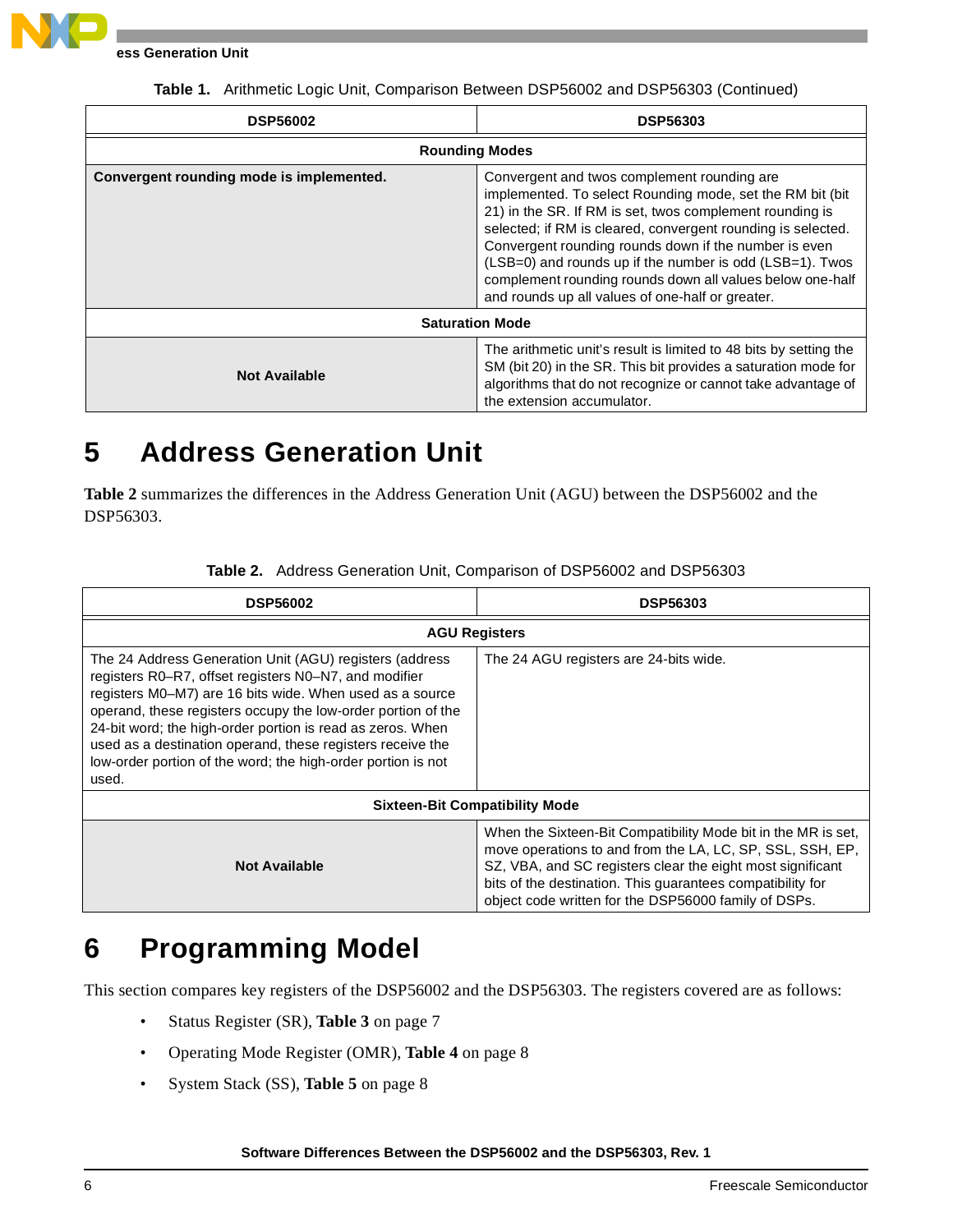Table 1. Arithmetic Logic Unit, Comparison Between DSP56002 and DSP56303 (Continued)

| DSP56002 | DSP56303 |
|---|---|
| **Rounding Modes** | |
| **Convergent rounding mode is implemented.** | Convergent and twos complement rounding are implemented. To select Rounding mode, set the RM bit (bit 21) in the SR. If RM is set, twos complement rounding is selected; if RM is cleared, convergent rounding is selected. Convergent rounding rounds down if the number is even (LSB=0) and rounds up if the number is odd (LSB=1). Twos complement rounding rounds down all values below one-half and rounds up all values of one-half or greater. |
| **Saturation Mode** | |
| **Not Available** | The arithmetic unit's result is limited to 48 bits by setting the SM (bit 20) in the SR. This bit provides a saturation mode for algorithms that do not recognize or cannot take advantage of the extension accumulator. |

# 5 Address Generation Unit

**Table 2** summarizes the differences in the Address Generation Unit (AGU) between the DSP56002 and the DSP56303.

Table 2. Address Generation Unit, Comparison of DSP56002 and DSP56303

| DSP56002 | DSP56303 |
|---|---|
| **AGU Registers** | |
| The 24 Address Generation Unit (AGU) registers (address registers R0–R7, offset registers N0–N7, and modifier registers M0–M7) are 16 bits wide. When used as a source operand, these registers occupy the low-order portion of the 24-bit word; the high-order portion is read as zeros. When used as a destination operand, these registers receive the low-order portion of the word; the high-order portion is not used. | The 24 AGU registers are 24-bits wide. |
| **Sixteen-Bit Compatibility Mode** | |
| **Not Available** | When the Sixteen-Bit Compatibility Mode bit in the MR is set, move operations to and from the LA, LC, SP, SSL, SSH, EP, SZ, VBA, and SC registers clear the eight most significant bits of the destination. This guarantees compatibility for object code written for the DSP56000 family of DSPs. |

# 6 Programming Model

This section compares key registers of the DSP56002 and the DSP56303. The registers covered are as follows:

- Status Register (SR), **Table 3** on page 7
- Operating Mode Register (OMR), **Table 4** on page 8
- System Stack (SS), **Table 5** on page 8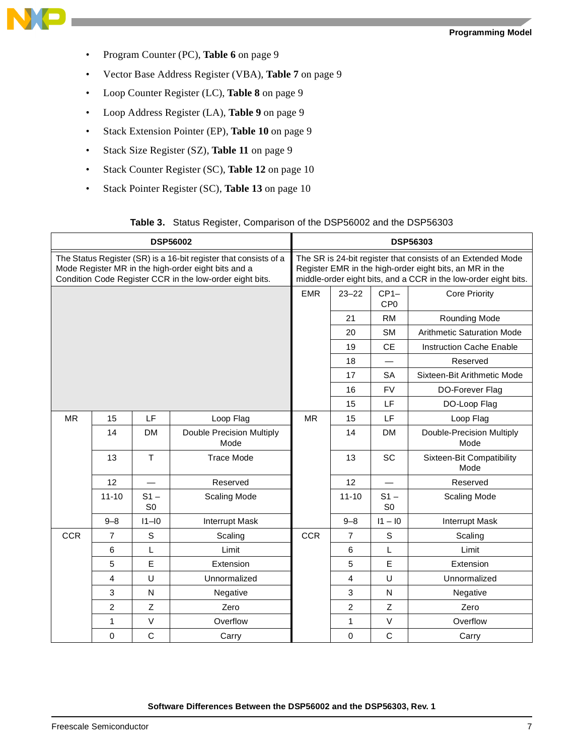- Program Counter (PC), **Table 6** on page 9
- Vector Base Address Register (VBA), **Table 7** on page 9
- Loop Counter Register (LC), **Table 8** on page 9
- Loop Address Register (LA), **Table 9** on page 9
- Stack Extension Pointer (EP), **Table 10** on page 9
- Stack Size Register (SZ), **Table 11** on page 9
- Stack Counter Register (SC), **Table 12** on page 10
- Stack Pointer Register (SC), **Table 13** on page 10

**Table 3.** Status Register, Comparison of the DSP56002 and the DSP56303

| DSP56002 | | | | DSP56303 | | | |
|---|---|---|---|---|---|---|---|
| The Status Register (SR) is a 16-bit register that consists of a Mode Register MR in the high-order eight bits and a Condition Code Register CCR in the low-order eight bits. | | | | The SR is 24-bit register that consists of an Extended Mode Register EMR in the high-order eight bits, an MR in the middle-order eight bits, and a CCR in the low-order eight bits. | | | |
| | | | | EMR | 23–22 | CP1–CP0 | Core Priority |
| | | | | | 21 | RM | Rounding Mode |
| | | | | | 20 | SM | Arithmetic Saturation Mode |
| | | | | | 19 | CE | Instruction Cache Enable |
| | | | | | 18 | — | Reserved |
| | | | | | 17 | SA | Sixteen-Bit Arithmetic Mode |
| | | | | | 16 | FV | DO-Forever Flag |
| | | | | | 15 | LF | DO-Loop Flag |
| MR | 15 | LF | Loop Flag | MR | 15 | LF | Loop Flag |
| | 14 | DM | Double Precision Multiply Mode | | 14 | DM | Double-Precision Multiply Mode |
| | 13 | T | Trace Mode | | 13 | SC | Sixteen-Bit Compatibility Mode |
| | 12 | — | Reserved | | 12 | — | Reserved |
| | 11-10 | S1 – S0 | Scaling Mode | | 11-10 | S1 – S0 | Scaling Mode |
| | 9–8 | I1–I0 | Interrupt Mask | | 9–8 | I1 – I0 | Interrupt Mask |
| CCR | 7 | S | Scaling | CCR | 7 | S | Scaling |
| | 6 | L | Limit | | 6 | L | Limit |
| | 5 | E | Extension | | 5 | E | Extension |
| | 4 | U | Unnormalized | | 4 | U | Unnormalized |
| | 3 | N | Negative | | 3 | N | Negative |
| | 2 | Z | Zero | | 2 | Z | Zero |
| | 1 | V | Overflow | | 1 | V | Overflow |
| | 0 | C | Carry | | 0 | C | Carry |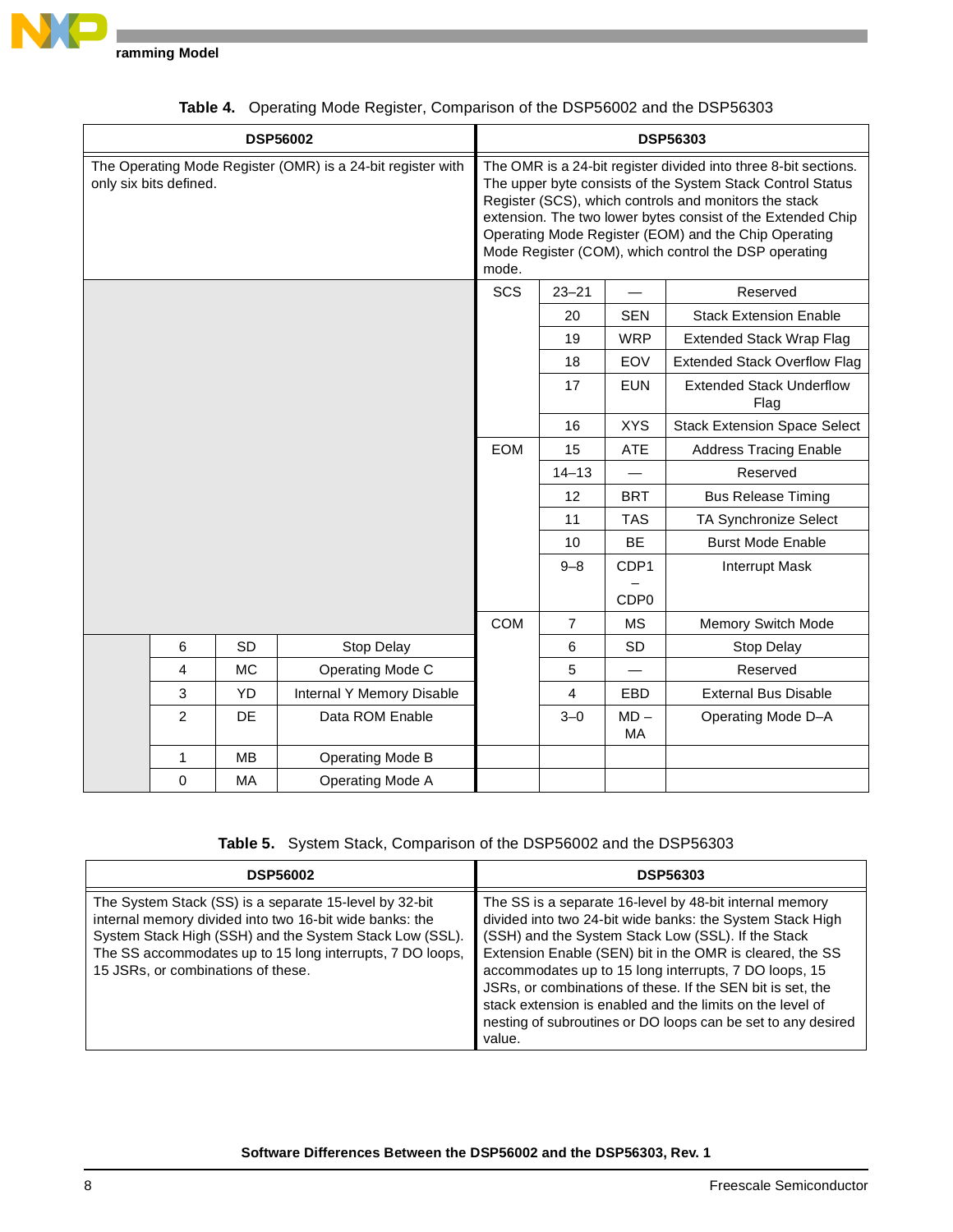Table 4. Operating Mode Register, Comparison of the DSP56002 and the DSP56303

| DSP56002 | | | | DSP56303 | | | |
|---|---|---|---|---|---|---|---|
| The Operating Mode Register (OMR) is a 24-bit register with only six bits defined. | | | | The OMR is a 24-bit register divided into three 8-bit sections. The upper byte consists of the System Stack Control Status Register (SCS), which controls and monitors the stack extension. The two lower bytes consist of the Extended Chip Operating Mode Register (EOM) and the Chip Operating Mode Register (COM), which control the DSP operating mode. | | | |
| | | | | SCS | 23–21 | — | Reserved |
| | | | | | 20 | SEN | Stack Extension Enable |
| | | | | | 19 | WRP | Extended Stack Wrap Flag |
| | | | | | 18 | EOV | Extended Stack Overflow Flag |
| | | | | | 17 | EUN | Extended Stack Underflow Flag |
| | | | | | 16 | XYS | Stack Extension Space Select |
| | | | | EOM | 15 | ATE | Address Tracing Enable |
| | | | | | 14–13 | — | Reserved |
| | | | | | 12 | BRT | Bus Release Timing |
| | | | | | 11 | TAS | TA Synchronize Select |
| | | | | | 10 | BE | Burst Mode Enable |
| | | | | | 9–8 | CDP1 – CDP0 | Interrupt Mask |
| | | | | COM | 7 | MS | Memory Switch Mode |
| | 6 | SD | Stop Delay | | 6 | SD | Stop Delay |
| | 4 | MC | Operating Mode C | | 5 | — | Reserved |
| | 3 | YD | Internal Y Memory Disable | | 4 | EBD | External Bus Disable |
| | 2 | DE | Data ROM Enable | | 3–0 | MD – MA | Operating Mode D–A |
| | 1 | MB | Operating Mode B | | | | |
| | 0 | MA | Operating Mode A | | | | |

Table 5. System Stack, Comparison of the DSP56002 and the DSP56303

| DSP56002 | DSP56303 |
|---|---|
| The System Stack (SS) is a separate 15-level by 32-bit internal memory divided into two 16-bit wide banks: the System Stack High (SSH) and the System Stack Low (SSL). The SS accommodates up to 15 long interrupts, 7 DO loops, 15 JSRs, or combinations of these. | The SS is a separate 16-level by 48-bit internal memory divided into two 24-bit wide banks: the System Stack High (SSH) and the System Stack Low (SSL). If the Stack Extension Enable (SEN) bit in the OMR is cleared, the SS accommodates up to 15 long interrupts, 7 DO loops, 15 JSRs, or combinations of these. If the SEN bit is set, the stack extension is enabled and the limits on the level of nesting of subroutines or DO loops can be set to any desired value. |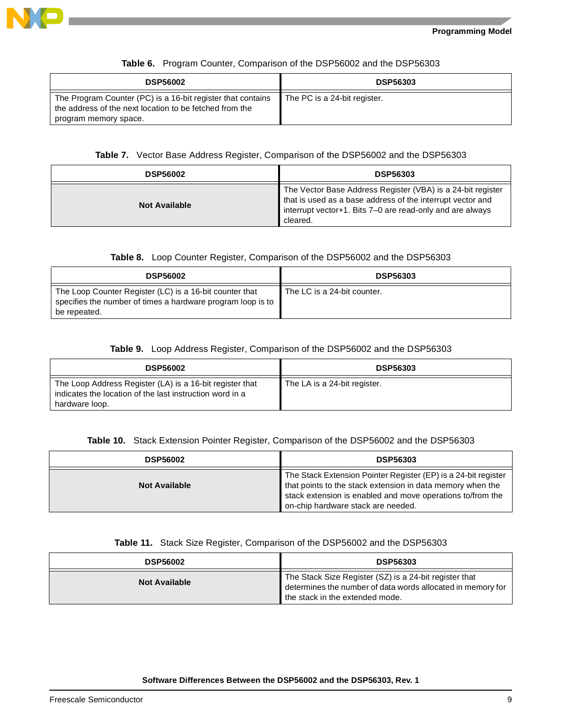**Table 6.** Program Counter, Comparison of the DSP56002 and the DSP56303

| DSP56002 | DSP56303 |
|---|---|
| The Program Counter (PC) is a 16-bit register that contains the address of the next location to be fetched from the program memory space. | The PC is a 24-bit register. |

**Table 7.** Vector Base Address Register, Comparison of the DSP56002 and the DSP56303

| DSP56002 | DSP56303 |
|---|---|
| **Not Available** | The Vector Base Address Register (VBA) is a 24-bit register that is used as a base address of the interrupt vector and interrupt vector+1. Bits 7–0 are read-only and are always cleared. |

**Table 8.** Loop Counter Register, Comparison of the DSP56002 and the DSP56303

| DSP56002 | DSP56303 |
|---|---|
| The Loop Counter Register (LC) is a 16-bit counter that specifies the number of times a hardware program loop is to be repeated. | The LC is a 24-bit counter. |

**Table 9.** Loop Address Register, Comparison of the DSP56002 and the DSP56303

| DSP56002 | DSP56303 |
|---|---|
| The Loop Address Register (LA) is a 16-bit register that indicates the location of the last instruction word in a hardware loop. | The LA is a 24-bit register. |

**Table 10.** Stack Extension Pointer Register, Comparison of the DSP56002 and the DSP56303

| DSP56002 | DSP56303 |
|---|---|
| **Not Available** | The Stack Extension Pointer Register (EP) is a 24-bit register that points to the stack extension in data memory when the stack extension is enabled and move operations to/from the on-chip hardware stack are needed. |

**Table 11.** Stack Size Register, Comparison of the DSP56002 and the DSP56303

| DSP56002 | DSP56303 |
|---|---|
| **Not Available** | The Stack Size Register (SZ) is a 24-bit register that determines the number of data words allocated in memory for the stack in the extended mode. |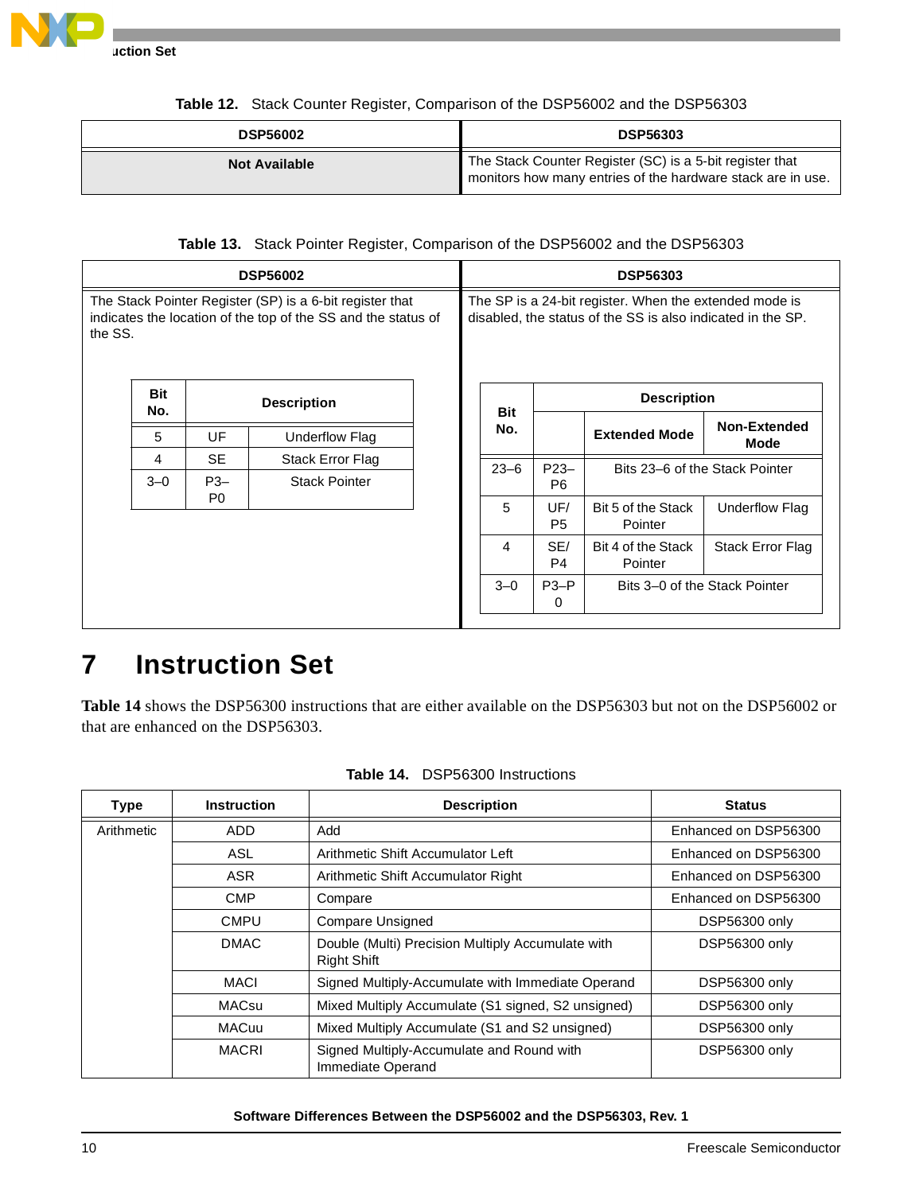**Table 12.** Stack Counter Register, Comparison of the DSP56002 and the DSP56303

| DSP56002 | DSP56303 |
|---|---|
| **Not Available** | The Stack Counter Register (SC) is a 5-bit register that monitors how many entries of the hardware stack are in use. |

**Table 13.** Stack Pointer Register, Comparison of the DSP56002 and the DSP56303

| DSP56002 | DSP56303 |
|---|---|
| The Stack Pointer Register (SP) is a 6-bit register that indicates the location of the top of the SS and the status of the SS. | The SP is a 24-bit register. When the extended mode is disabled, the status of the SS is also indicated in the SP. |

DSP56002:

| Bit No. | Description | |
|---|---|---|
| 5 | UF | Underflow Flag |
| 4 | SE | Stack Error Flag |
| 3–0 | P3–P0 | Stack Pointer |

DSP56303:

| Bit No. | Description | | |
|---|---|---|---|
| | | Extended Mode | Non-Extended Mode |
| 23–6 | P23–P6 | Bits 23–6 of the Stack Pointer | |
| 5 | UF/P5 | Bit 5 of the Stack Pointer | Underflow Flag |
| 4 | SE/P4 | Bit 4 of the Stack Pointer | Stack Error Flag |
| 3–0 | P3–P0 | Bits 3–0 of the Stack Pointer | |

# 7 Instruction Set

**Table 14** shows the DSP56300 instructions that are either available on the DSP56303 but not on the DSP56002 or that are enhanced on the DSP56303.

**Table 14.** DSP56300 Instructions

| Type | Instruction | Description | Status |
|---|---|---|---|
| Arithmetic | ADD | Add | Enhanced on DSP56300 |
| | ASL | Arithmetic Shift Accumulator Left | Enhanced on DSP56300 |
| | ASR | Arithmetic Shift Accumulator Right | Enhanced on DSP56300 |
| | CMP | Compare | Enhanced on DSP56300 |
| | CMPU | Compare Unsigned | DSP56300 only |
| | DMAC | Double (Multi) Precision Multiply Accumulate with Right Shift | DSP56300 only |
| | MACI | Signed Multiply-Accumulate with Immediate Operand | DSP56300 only |
| | MACsu | Mixed Multiply Accumulate (S1 signed, S2 unsigned) | DSP56300 only |
| | MACuu | Mixed Multiply Accumulate (S1 and S2 unsigned) | DSP56300 only |
| | MACRI | Signed Multiply-Accumulate and Round with Immediate Operand | DSP56300 only |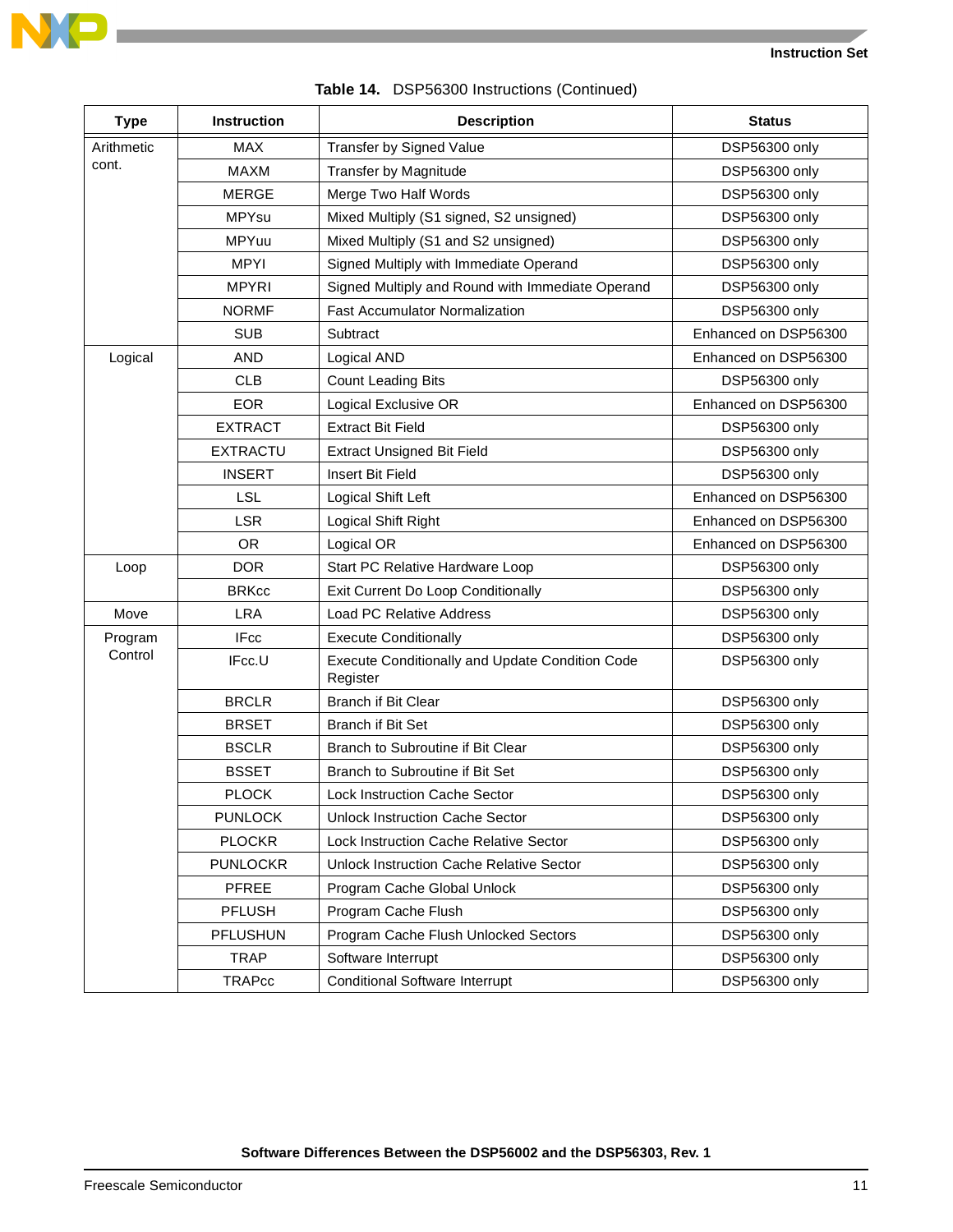**Table 14.** DSP56300 Instructions (Continued)

| Type | Instruction | Description | Status |
|---|---|---|---|
| Arithmetic cont. | MAX | Transfer by Signed Value | DSP56300 only |
| | MAXM | Transfer by Magnitude | DSP56300 only |
| | MERGE | Merge Two Half Words | DSP56300 only |
| | MPYsu | Mixed Multiply (S1 signed, S2 unsigned) | DSP56300 only |
| | MPYuu | Mixed Multiply (S1 and S2 unsigned) | DSP56300 only |
| | MPYI | Signed Multiply with Immediate Operand | DSP56300 only |
| | MPYRI | Signed Multiply and Round with Immediate Operand | DSP56300 only |
| | NORMF | Fast Accumulator Normalization | DSP56300 only |
| | SUB | Subtract | Enhanced on DSP56300 |
| Logical | AND | Logical AND | Enhanced on DSP56300 |
| | CLB | Count Leading Bits | DSP56300 only |
| | EOR | Logical Exclusive OR | Enhanced on DSP56300 |
| | EXTRACT | Extract Bit Field | DSP56300 only |
| | EXTRACTU | Extract Unsigned Bit Field | DSP56300 only |
| | INSERT | Insert Bit Field | DSP56300 only |
| | LSL | Logical Shift Left | Enhanced on DSP56300 |
| | LSR | Logical Shift Right | Enhanced on DSP56300 |
| | OR | Logical OR | Enhanced on DSP56300 |
| Loop | DOR | Start PC Relative Hardware Loop | DSP56300 only |
| | BRKcc | Exit Current Do Loop Conditionally | DSP56300 only |
| Move | LRA | Load PC Relative Address | DSP56300 only |
| Program Control | IFcc | Execute Conditionally | DSP56300 only |
| | IFcc.U | Execute Conditionally and Update Condition Code Register | DSP56300 only |
| | BRCLR | Branch if Bit Clear | DSP56300 only |
| | BRSET | Branch if Bit Set | DSP56300 only |
| | BSCLR | Branch to Subroutine if Bit Clear | DSP56300 only |
| | BSSET | Branch to Subroutine if Bit Set | DSP56300 only |
| | PLOCK | Lock Instruction Cache Sector | DSP56300 only |
| | PUNLOCK | Unlock Instruction Cache Sector | DSP56300 only |
| | PLOCKR | Lock Instruction Cache Relative Sector | DSP56300 only |
| | PUNLOCKR | Unlock Instruction Cache Relative Sector | DSP56300 only |
| | PFREE | Program Cache Global Unlock | DSP56300 only |
| | PFLUSH | Program Cache Flush | DSP56300 only |
| | PFLUSHUN | Program Cache Flush Unlocked Sectors | DSP56300 only |
| | TRAP | Software Interrupt | DSP56300 only |
| | TRAPcc | Conditional Software Interrupt | DSP56300 only |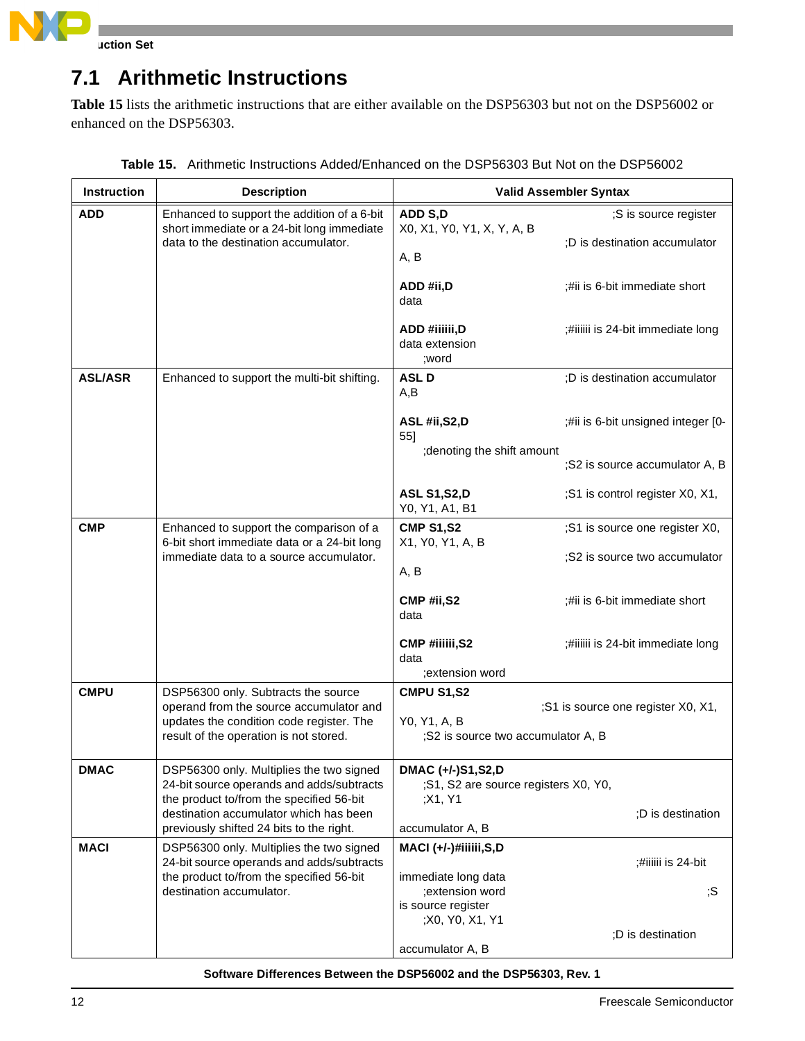## 7.1 Arithmetic Instructions

**Table 15** lists the arithmetic instructions that are either available on the DSP56303 but not on the DSP56002 or enhanced on the DSP56303.

**Table 15.** Arithmetic Instructions Added/Enhanced on the DSP56303 But Not on the DSP56002

| Instruction | Description | Valid Assembler Syntax |
|---|---|---|
| **ADD** | Enhanced to support the addition of a 6-bit short immediate or a 24-bit long immediate data to the destination accumulator. | **ADD S,D** ;S is source register X0, X1, Y0, Y1, X, Y, A, B ;D is destination accumulator A, B<br><br>**ADD #ii,D** ;#ii is 6-bit immediate short data<br><br>**ADD #iiiiii,D** ;#iiiiii is 24-bit immediate long data extension ;word |
| **ASL/ASR** | Enhanced to support the multi-bit shifting. | **ASL D** ;D is destination accumulator A,B<br><br>**ASL #ii,S2,D** ;#ii is 6-bit unsigned integer [0-55] ;denoting the shift amount ;S2 is source accumulator A, B<br><br>**ASL S1,S2,D** ;S1 is control register X0, X1, Y0, Y1, A1, B1 |
| **CMP** | Enhanced to support the comparison of a 6-bit short immediate data or a 24-bit long immediate data to a source accumulator. | **CMP S1,S2** ;S1 is source one register X0, X1, Y0, Y1, A, B ;S2 is source two accumulator A, B<br><br>**CMP #ii,S2** ;#ii is 6-bit immediate short data<br><br>**CMP #iiiiii,S2** ;#iiiiii is 24-bit immediate long data ;extension word |
| **CMPU** | DSP56300 only. Subtracts the source operand from the source accumulator and updates the condition code register. The result of the operation is not stored. | **CMPU S1,S2** ;S1 is source one register X0, X1, Y0, Y1, A, B ;S2 is source two accumulator A, B |
| **DMAC** | DSP56300 only. Multiplies the two signed 24-bit source operands and adds/subtracts the product to/from the specified 56-bit destination accumulator which has been previously shifted 24 bits to the right. | **DMAC (+/-)S1,S2,D** ;S1, S2 are source registers X0, Y0, ;X1, Y1 ;D is destination accumulator A, B |
| **MACI** | DSP56300 only. Multiplies the two signed 24-bit source operands and adds/subtracts the product to/from the specified 56-bit destination accumulator. | **MACI (+/-)#iiiiii,S,D** ;#iiiiii is 24-bit immediate long data ;extension word ;S is source register ;X0, Y0, X1, Y1 ;D is destination accumulator A, B |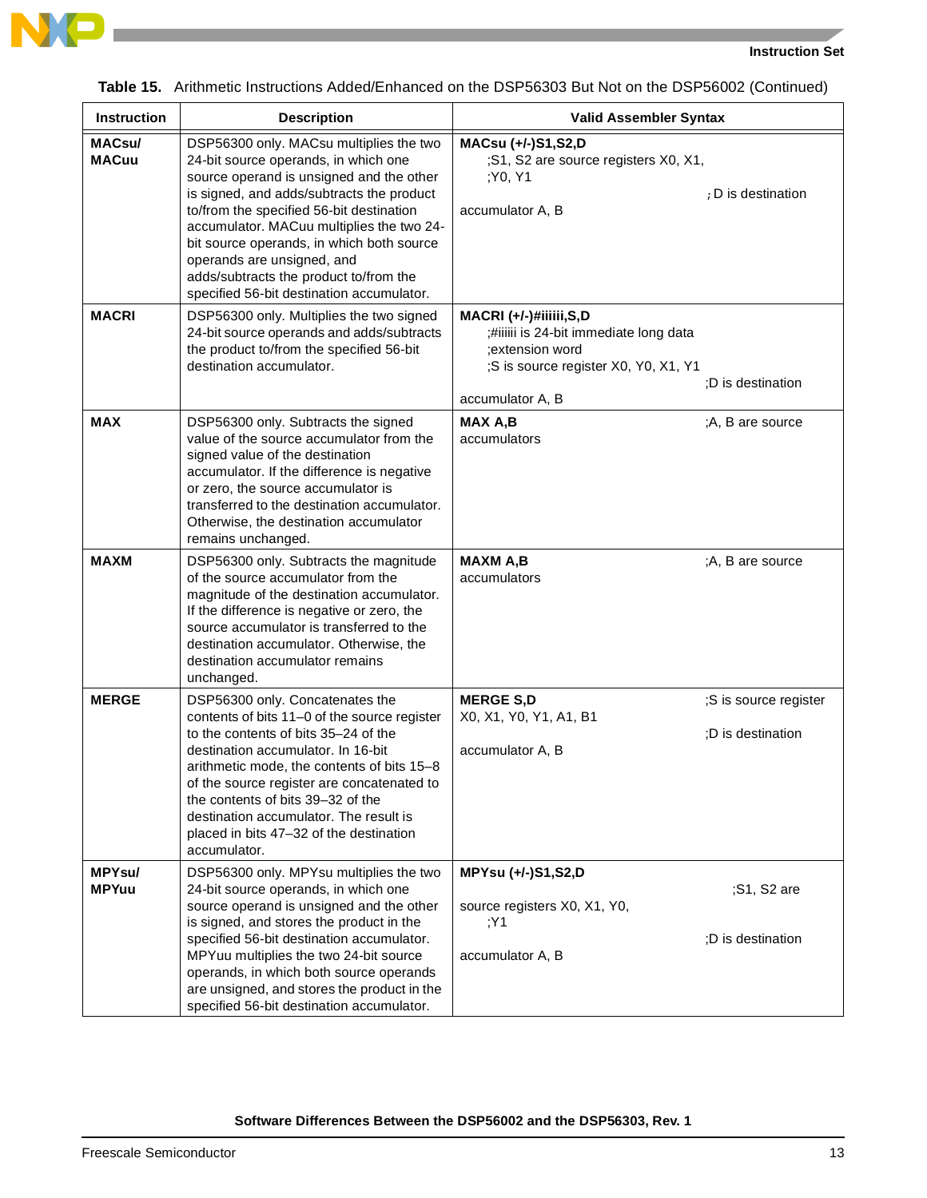**Table 15.** Arithmetic Instructions Added/Enhanced on the DSP56303 But Not on the DSP56002 (Continued)

| Instruction | Description | Valid Assembler Syntax |
|---|---|---|
| **MACsu/ MACuu** | DSP56300 only. MACsu multiplies the two 24-bit source operands, in which one source operand is unsigned and the other is signed, and adds/subtracts the product to/from the specified 56-bit destination accumulator. MACuu multiplies the two 24-bit source operands, in which both source operands are unsigned, and adds/subtracts the product to/from the specified 56-bit destination accumulator. | **MACsu (+/-)S1,S2,D** ;S1, S2 are source registers X0, X1, ;Y0, Y1 ; D is destination accumulator A, B |
| **MACRI** | DSP56300 only. Multiplies the two signed 24-bit source operands and adds/subtracts the product to/from the specified 56-bit destination accumulator. | **MACRI (+/-)#iiiiii,S,D** ;#iiiiii is 24-bit immediate long data ;extension word ;S is source register X0, Y0, X1, Y1 ;D is destination accumulator A, B |
| **MAX** | DSP56300 only. Subtracts the signed value of the source accumulator from the signed value of the destination accumulator. If the difference is negative or zero, the source accumulator is transferred to the destination accumulator. Otherwise, the destination accumulator remains unchanged. | **MAX A,B** ;A, B are source accumulators |
| **MAXM** | DSP56300 only. Subtracts the magnitude of the source accumulator from the magnitude of the destination accumulator. If the difference is negative or zero, the source accumulator is transferred to the destination accumulator. Otherwise, the destination accumulator remains unchanged. | **MAXM A,B** ;A, B are source accumulators |
| **MERGE** | DSP56300 only. Concatenates the contents of bits 11–0 of the source register to the contents of bits 35–24 of the destination accumulator. In 16-bit arithmetic mode, the contents of bits 15–8 of the source register are concatenated to the contents of bits 39–32 of the destination accumulator. The result is placed in bits 47–32 of the destination accumulator. | **MERGE S,D** ;S is source register X0, X1, Y0, Y1, A1, B1 ;D is destination accumulator A, B |
| **MPYsu/ MPYuu** | DSP56300 only. MPYsu multiplies the two 24-bit source operands, in which one source operand is unsigned and the other is signed, and stores the product in the specified 56-bit destination accumulator. MPYuu multiplies the two 24-bit source operands, in which both source operands are unsigned, and stores the product in the specified 56-bit destination accumulator. | **MPYsu (+/-)S1,S2,D** ;S1, S2 are source registers X0, X1, Y0, ;Y1 ;D is destination accumulator A, B |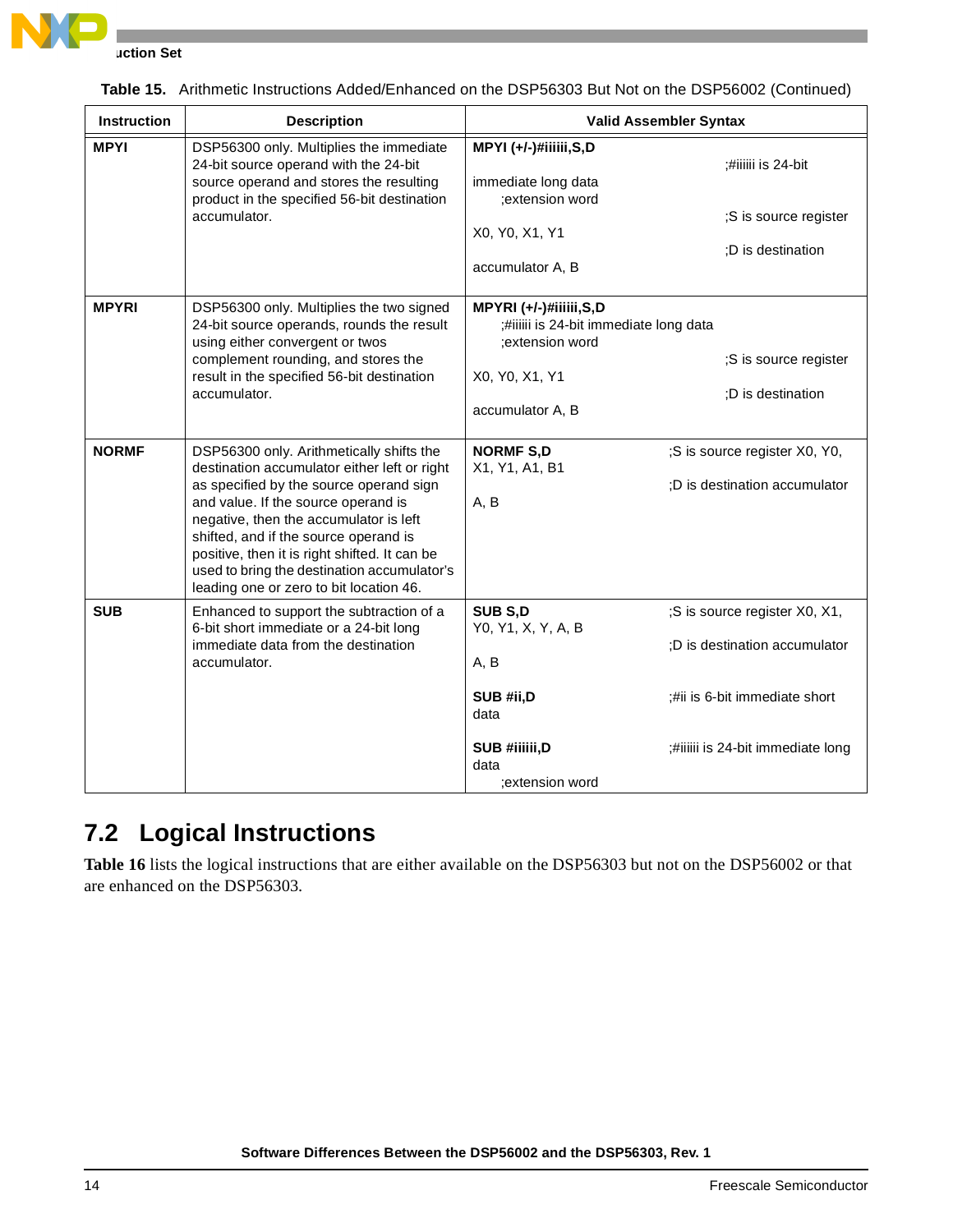**Table 15.** Arithmetic Instructions Added/Enhanced on the DSP56303 But Not on the DSP56002 (Continued)

| Instruction | Description | Valid Assembler Syntax |
|---|---|---|
| **MPYI** | DSP56300 only. Multiplies the immediate 24-bit source operand with the 24-bit source operand and stores the resulting product in the specified 56-bit destination accumulator. | **MPYI (+/-)#iiiiii,S,D** ;#iiiiii is 24-bit immediate long data ;extension word ;S is source register X0, Y0, X1, Y1 ;D is destination accumulator A, B |
| **MPYRI** | DSP56300 only. Multiplies the two signed 24-bit source operands, rounds the result using either convergent or twos complement rounding, and stores the result in the specified 56-bit destination accumulator. | **MPYRI (+/-)#iiiiii,S,D** ;#iiiiii is 24-bit immediate long data ;extension word ;S is source register X0, Y0, X1, Y1 ;D is destination accumulator A, B |
| **NORMF** | DSP56300 only. Arithmetically shifts the destination accumulator either left or right as specified by the source operand sign and value. If the source operand is negative, then the accumulator is left shifted, and if the source operand is positive, then it is right shifted. It can be used to bring the destination accumulator's leading one or zero to bit location 46. | **NORMF S,D** ;S is source register X0, Y0, X1, Y1, A1, B1 ;D is destination accumulator A, B |
| **SUB** | Enhanced to support the subtraction of a 6-bit short immediate or a 24-bit long immediate data from the destination accumulator. | **SUB S,D** ;S is source register X0, X1, Y0, Y1, X, Y, A, B ;D is destination accumulator A, B<br>**SUB #ii,D** ;#ii is 6-bit immediate short data<br>**SUB #iiiiii,D** ;#iiiiii is 24-bit immediate long data ;extension word |

## 7.2 Logical Instructions

**Table 16** lists the logical instructions that are either available on the DSP56303 but not on the DSP56002 or that are enhanced on the DSP56303.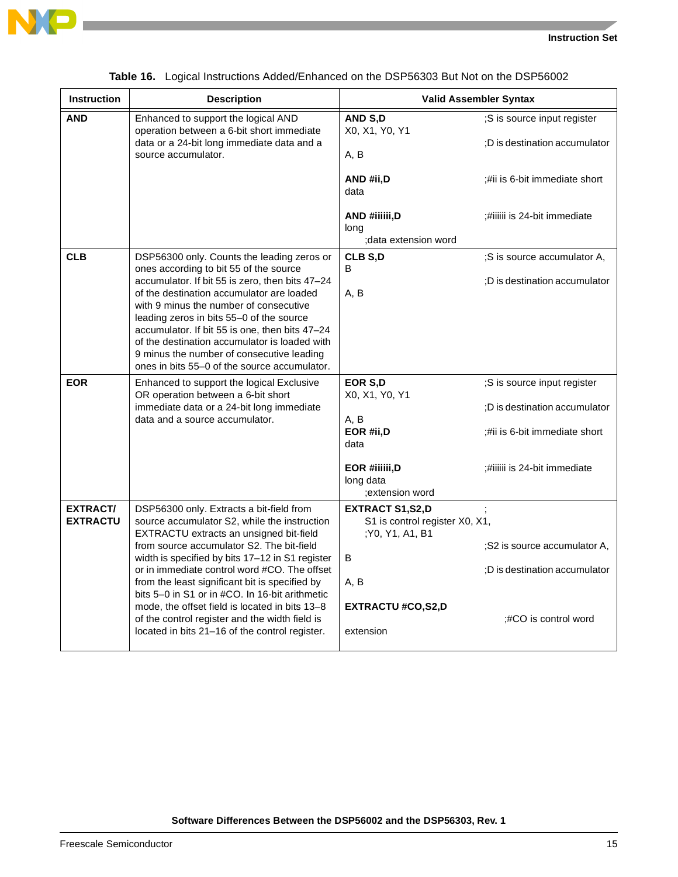**Table 16.** Logical Instructions Added/Enhanced on the DSP56303 But Not on the DSP56002

| Instruction | Description | Valid Assembler Syntax | |
|---|---|---|---|
| **AND** | Enhanced to support the logical AND operation between a 6-bit short immediate data or a 24-bit long immediate data and a source accumulator. | **AND S,D**<br>X0, X1, Y0, Y1<br><br>A, B<br><br>**AND #ii,D**<br>data<br><br>**AND #iiiiii,D**<br>long<br>;data extension word | ;S is source input register<br><br>;D is destination accumulator<br><br><br>;#ii is 6-bit immediate short<br><br><br>;#iiiiii is 24-bit immediate |
| **CLB** | DSP56300 only. Counts the leading zeros or ones according to bit 55 of the source accumulator. If bit 55 is zero, then bits 47–24 of the destination accumulator are loaded with 9 minus the number of consecutive leading zeros in bits 55–0 of the source accumulator. If bit 55 is one, then bits 47–24 of the destination accumulator is loaded with 9 minus the number of consecutive leading ones in bits 55–0 of the source accumulator. | **CLB S,D**<br>B<br><br>A, B | ;S is source accumulator A,<br><br>;D is destination accumulator |
| **EOR** | Enhanced to support the logical Exclusive OR operation between a 6-bit short immediate data or a 24-bit long immediate data and a source accumulator. | **EOR S,D**<br>X0, X1, Y0, Y1<br><br>A, B<br>**EOR #ii,D**<br>data<br><br>**EOR #iiiiii,D**<br>long data<br>;extension word | ;S is source input register<br><br>;D is destination accumulator<br><br>;#ii is 6-bit immediate short<br><br><br>;#iiiiii is 24-bit immediate |
| **EXTRACT/ EXTRACTU** | DSP56300 only. Extracts a bit-field from source accumulator S2, while the instruction EXTRACTU extracts an unsigned bit-field from source accumulator S2. The bit-field width is specified by bits 17–12 in S1 register or in immediate control word #CO. The offset from the least significant bit is specified by bits 5–0 in S1 or in #CO. In 16-bit arithmetic mode, the offset field is located in bits 13–8 of the control register and the width field is located in bits 21–16 of the control register. | **EXTRACT S1,S2,D**<br>S1 is control register X0, X1,<br>;Y0, Y1, A1, B1<br><br>B<br><br>A, B<br><br>**EXTRACTU #CO,S2,D**<br><br>extension | ;<br><br><br>;S2 is source accumulator A,<br><br>;D is destination accumulator<br><br><br><br>;#CO is control word |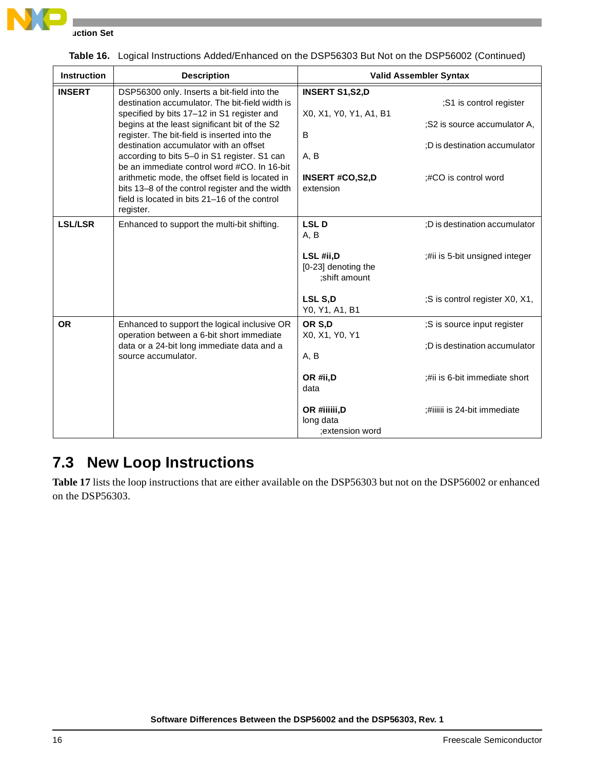**Table 16.** Logical Instructions Added/Enhanced on the DSP56303 But Not on the DSP56002 (Continued)

| Instruction | Description | Valid Assembler Syntax |
|---|---|---|
| **INSERT** | DSP56300 only. Inserts a bit-field into the destination accumulator. The bit-field width is specified by bits 17–12 in S1 register and begins at the least significant bit of the S2 register. The bit-field is inserted into the destination accumulator with an offset according to bits 5–0 in S1 register. S1 can be an immediate control word #CO. In 16-bit arithmetic mode, the offset field is located in bits 13–8 of the control register and the width field is located in bits 21–16 of the control register. | **INSERT S1,S2,D** ;S1 is control register X0, X1, Y0, Y1, A1, B1 ;S2 is source accumulator A, B ;D is destination accumulator A, B<br>**INSERT #CO,S2,D** ;#CO is control word extension |
| **LSL/LSR** | Enhanced to support the multi-bit shifting. | **LSL D** ;D is destination accumulator A, B<br>**LSL #ii,D** ;#ii is 5-bit unsigned integer [0-23] denoting the ;shift amount<br>**LSL S,D** ;S is control register X0, X1, Y0, Y1, A1, B1 |
| **OR** | Enhanced to support the logical inclusive OR operation between a 6-bit short immediate data or a 24-bit long immediate data and a source accumulator. | **OR S,D** ;S is source input register X0, X1, Y0, Y1 ;D is destination accumulator A, B<br>**OR #ii,D** ;#ii is 6-bit immediate short data<br>**OR #iiiiii,D** ;#iiiiii is 24-bit immediate long data ;extension word |

## 7.3 New Loop Instructions

**Table 17** lists the loop instructions that are either available on the DSP56303 but not on the DSP56002 or enhanced on the DSP56303.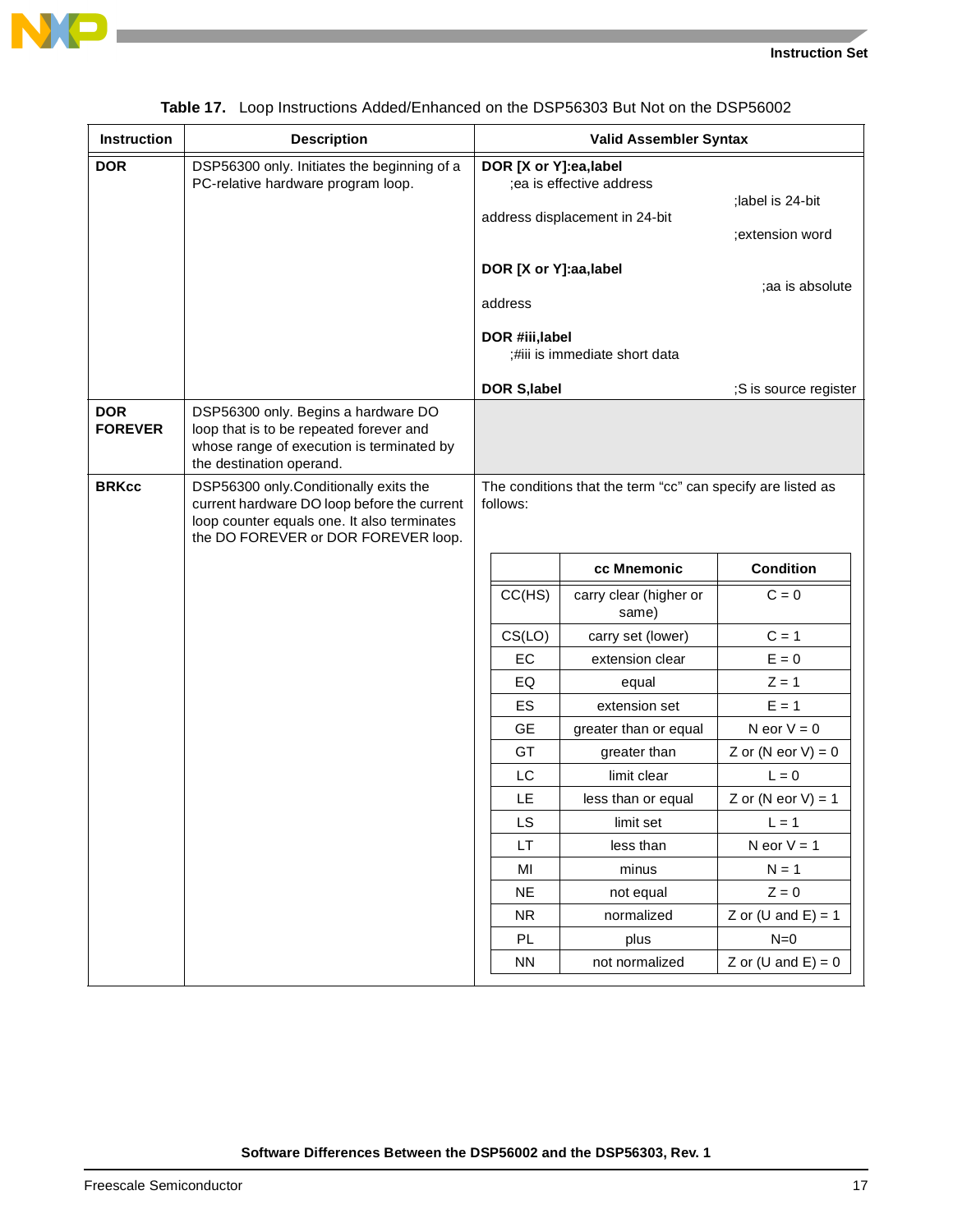Table 17. Loop Instructions Added/Enhanced on the DSP56303 But Not on the DSP56002

| Instruction | Description | Valid Assembler Syntax |
|---|---|---|
| **DOR** | DSP56300 only. Initiates the beginning of a PC-relative hardware program loop. | **DOR [X or Y]:ea,label** ;ea is effective address ;label is 24-bit address displacement in 24-bit ;extension word<br><br>**DOR [X or Y]:aa,label** ;aa is absolute address<br><br>**DOR #iii,label** ;#iii is immediate short data<br><br>**DOR S,label** ;S is source register |
| **DOR FOREVER** | DSP56300 only. Begins a hardware DO loop that is to be repeated forever and whose range of execution is terminated by the destination operand. | |
| **BRKcc** | DSP56300 only.Conditionally exits the current hardware DO loop before the current loop counter equals one. It also terminates the DO FOREVER or DOR FOREVER loop. | The conditions that the term “cc” can specify are listed as follows: (see table below) |

| | cc Mnemonic | Condition |
|---|---|---|
| CC(HS) | carry clear (higher or same) | C = 0 |
| CS(LO) | carry set (lower) | C = 1 |
| EC | extension clear | E = 0 |
| EQ | equal | Z = 1 |
| ES | extension set | E = 1 |
| GE | greater than or equal | N eor V = 0 |
| GT | greater than | Z or (N eor V) = 0 |
| LC | limit clear | L = 0 |
| LE | less than or equal | Z or (N eor V) = 1 |
| LS | limit set | L = 1 |
| LT | less than | N eor V = 1 |
| MI | minus | N = 1 |
| NE | not equal | Z = 0 |
| NR | normalized | Z or (U and E) = 1 |
| PL | plus | N=0 |
| NN | not normalized | Z or (U and E) = 0 |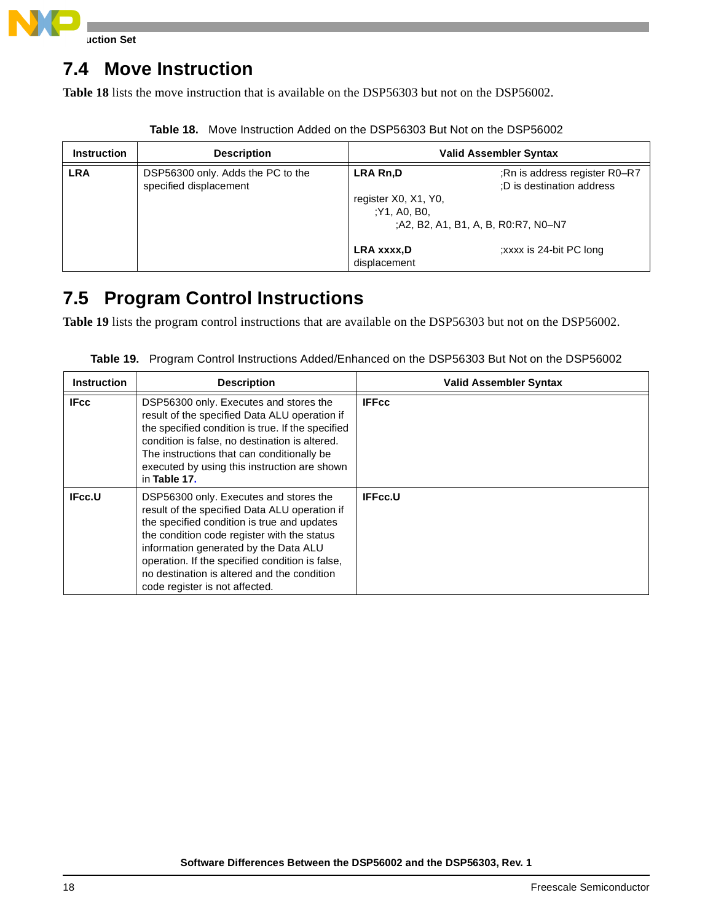## 7.4 Move Instruction

**Table 18** lists the move instruction that is available on the DSP56303 but not on the DSP56002.

Table 18. Move Instruction Added on the DSP56303 But Not on the DSP56002

| Instruction | Description | Valid Assembler Syntax |
|---|---|---|
| **LRA** | DSP56300 only. Adds the PC to the specified displacement | **LRA Rn,D** ;Rn is address register R0–R7 ;D is destination address register X0, X1, Y0, ;Y1, A0, B0, ;A2, B2, A1, B1, A, B, R0:R7, N0–N7<br><br>**LRA xxxx,D** ;xxxx is 24-bit PC long displacement |

## 7.5 Program Control Instructions

**Table 19** lists the program control instructions that are available on the DSP56303 but not on the DSP56002.

Table 19. Program Control Instructions Added/Enhanced on the DSP56303 But Not on the DSP56002

| Instruction | Description | Valid Assembler Syntax |
|---|---|---|
| **IFcc** | DSP56300 only. Executes and stores the result of the specified Data ALU operation if the specified condition is true. If the specified condition is false, no destination is altered. The instructions that can conditionally be executed by using this instruction are shown in **Table 17**. | **IFFcc** |
| **IFcc.U** | DSP56300 only. Executes and stores the result of the specified Data ALU operation if the specified condition is true and updates the condition code register with the status information generated by the Data ALU operation. If the specified condition is false, no destination is altered and the condition code register is not affected. | **IFFcc.U** |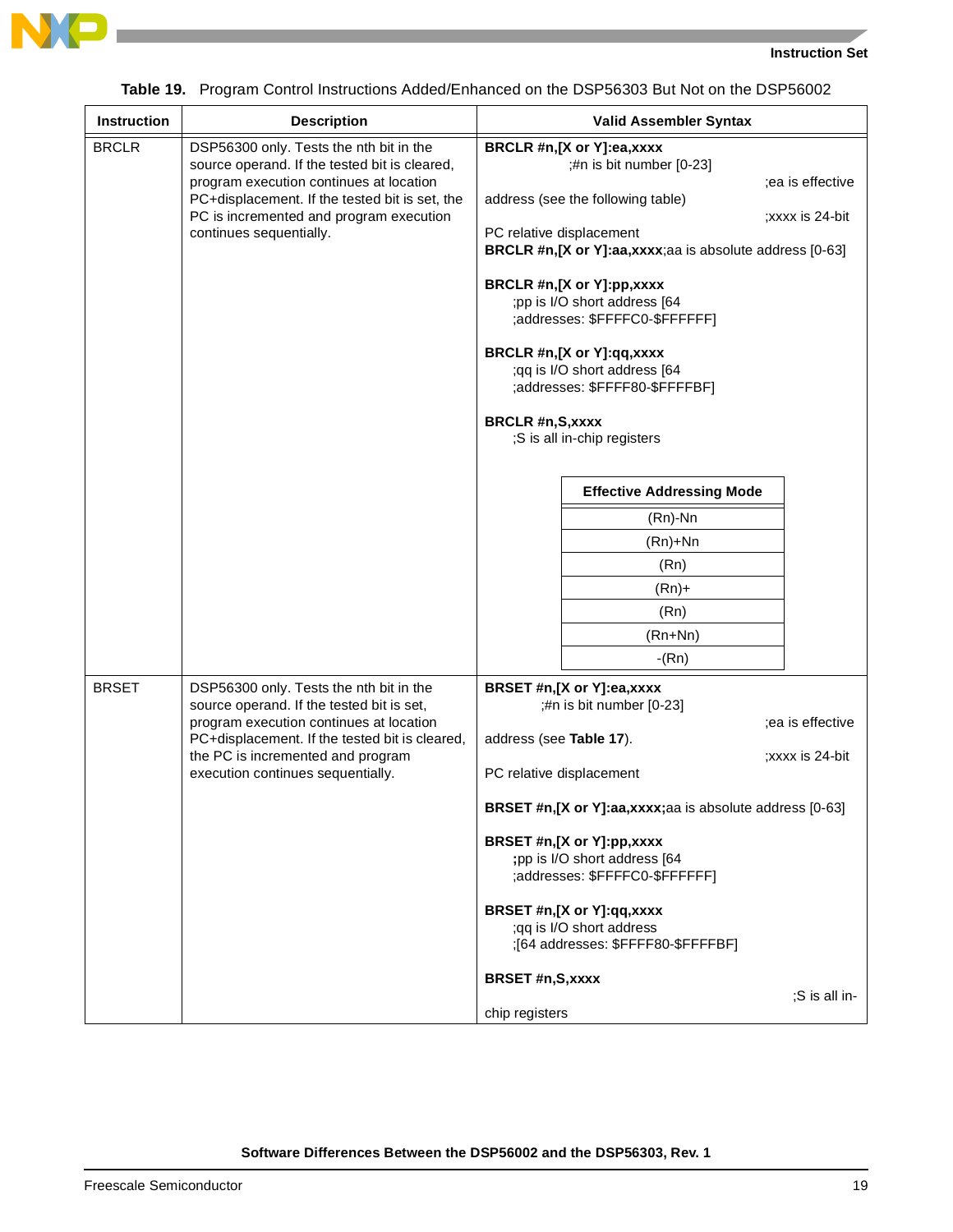**Table 19.** Program Control Instructions Added/Enhanced on the DSP56303 But Not on the DSP56002

| Instruction | Description | Valid Assembler Syntax |
|---|---|---|
| BRCLR | DSP56300 only. Tests the nth bit in the source operand. If the tested bit is cleared, program execution continues at location PC+displacement. If the tested bit is set, the PC is incremented and program execution continues sequentially. | **BRCLR #n,[X or Y]:ea,xxxx** ;#n is bit number [0-23] ;ea is effective address (see the following table) ;xxxx is 24-bit PC relative displacement<br>**BRCLR #n,[X or Y]:aa,xxxx**;aa is absolute address [0-63]<br><br>**BRCLR #n,[X or Y]:pp,xxxx** ;pp is I/O short address [64 ;addresses: $FFFFC0-$FFFFFF]<br><br>**BRCLR #n,[X or Y]:qq,xxxx** ;qq is I/O short address [64 ;addresses: $FFFF80-$FFFFBF]<br><br>**BRCLR #n,S,xxxx** ;S is all in-chip registers<br><br>**Effective Addressing Mode**: (Rn)-Nn, (Rn)+Nn, (Rn), (Rn)+, (Rn), (Rn+Nn), -(Rn) |
| BRSET | DSP56300 only. Tests the nth bit in the source operand. If the tested bit is set, program execution continues at location PC+displacement. If the tested bit is cleared, the PC is incremented and program execution continues sequentially. | **BRSET #n,[X or Y]:ea,xxxx** ;#n is bit number [0-23] ;ea is effective address (see **Table 17**). ;xxxx is 24-bit PC relative displacement<br><br>**BRSET #n,[X or Y]:aa,xxxx;**aa is absolute address [0-63]<br><br>**BRSET #n,[X or Y]:pp,xxxx** **;**pp is I/O short address [64 ;addresses: $FFFFC0-$FFFFFF]<br><br>**BRSET #n,[X or Y]:qq,xxxx** ;qq is I/O short address ;[64 addresses: $FFFF80-$FFFFBF]<br><br>**BRSET #n,S,xxxx** ;S is all in-chip registers |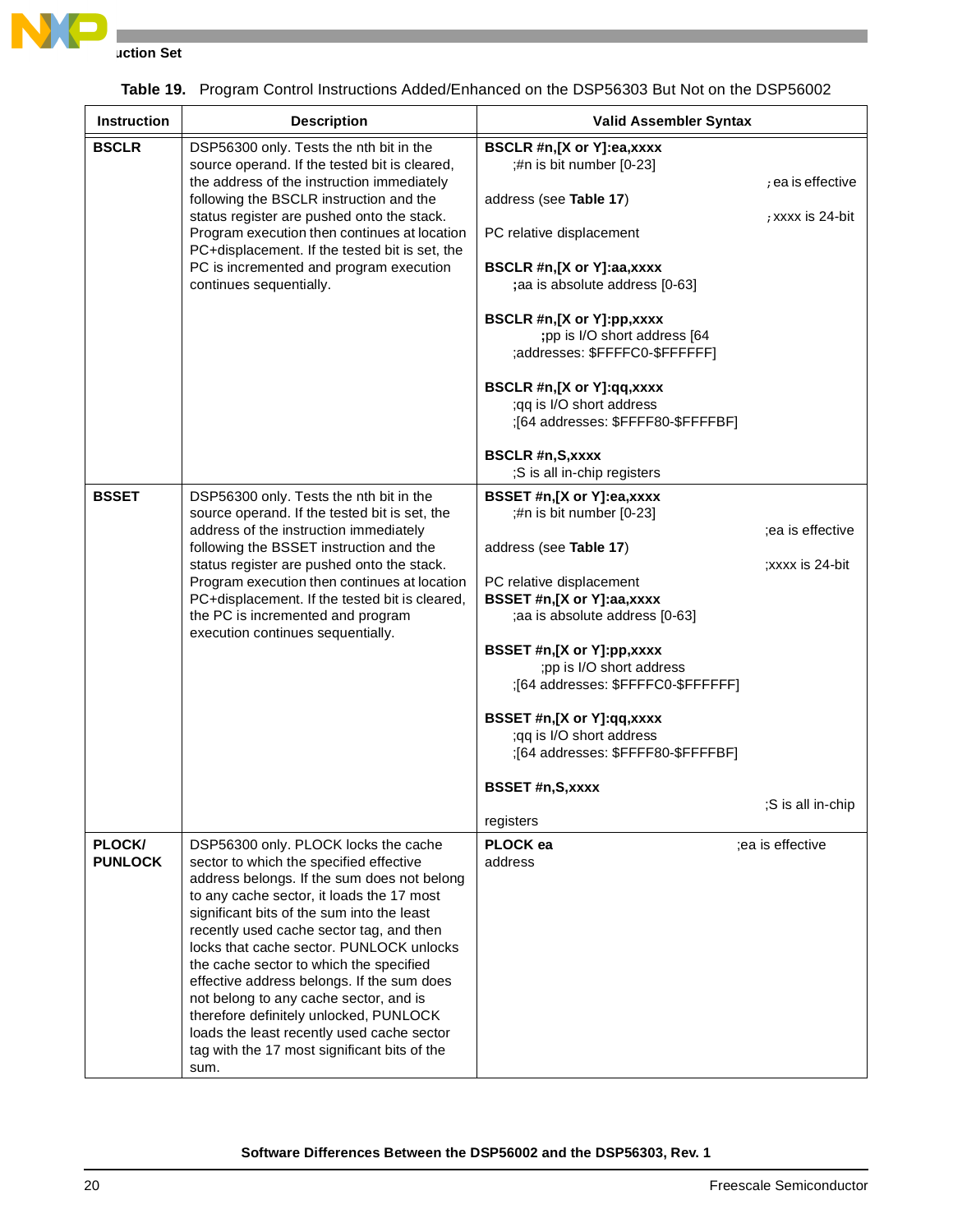**Table 19. Program Control Instructions Added/Enhanced on the DSP56303 But Not on the DSP56002**

| Instruction | Description | Valid Assembler Syntax |
|---|---|---|
| **BSCLR** | DSP56300 only. Tests the nth bit in the source operand. If the tested bit is cleared, the address of the instruction immediately following the BSCLR instruction and the status register are pushed onto the stack. Program execution then continues at location PC+displacement. If the tested bit is set, the PC is incremented and program execution continues sequentially. | **BSCLR #n,[X or Y]:ea,xxxx** ;#n is bit number [0-23] ; ea is effective address (see **Table 17**) ; xxxx is 24-bit PC relative displacement<br><br>**BSCLR #n,[X or Y]:aa,xxxx** ;aa is absolute address [0-63]<br><br>**BSCLR #n,[X or Y]:pp,xxxx** ;pp is I/O short address [64 ;addresses: $FFFFC0-$FFFFFF]<br><br>**BSCLR #n,[X or Y]:qq,xxxx** ;qq is I/O short address ;[64 addresses: $FFFF80-$FFFFBF]<br><br>**BSCLR #n,S,xxxx** ;S is all in-chip registers |
| **BSSET** | DSP56300 only. Tests the nth bit in the source operand. If the tested bit is set, the address of the instruction immediately following the BSSET instruction and the status register are pushed onto the stack. Program execution then continues at location PC+displacement. If the tested bit is cleared, the PC is incremented and program execution continues sequentially. | **BSSET #n,[X or Y]:ea,xxxx** ;#n is bit number [0-23] ;ea is effective address (see **Table 17**) ;xxxx is 24-bit PC relative displacement<br>**BSSET #n,[X or Y]:aa,xxxx** ;aa is absolute address [0-63]<br><br>**BSSET #n,[X or Y]:pp,xxxx** ;pp is I/O short address ;[64 addresses: $FFFFC0-$FFFFFF]<br><br>**BSSET #n,[X or Y]:qq,xxxx** ;qq is I/O short address ;[64 addresses: $FFFF80-$FFFFBF]<br><br>**BSSET #n,S,xxxx** ;S is all in-chip registers |
| **PLOCK/ PUNLOCK** | DSP56300 only. PLOCK locks the cache sector to which the specified effective address belongs. If the sum does not belong to any cache sector, it loads the 17 most significant bits of the sum into the least recently used cache sector tag, and then locks that cache sector. PUNLOCK unlocks the cache sector to which the specified effective address belongs. If the sum does not belong to any cache sector, and is therefore definitely unlocked, PUNLOCK loads the least recently used cache sector tag with the 17 most significant bits of the sum. | **PLOCK ea** ;ea is effective address |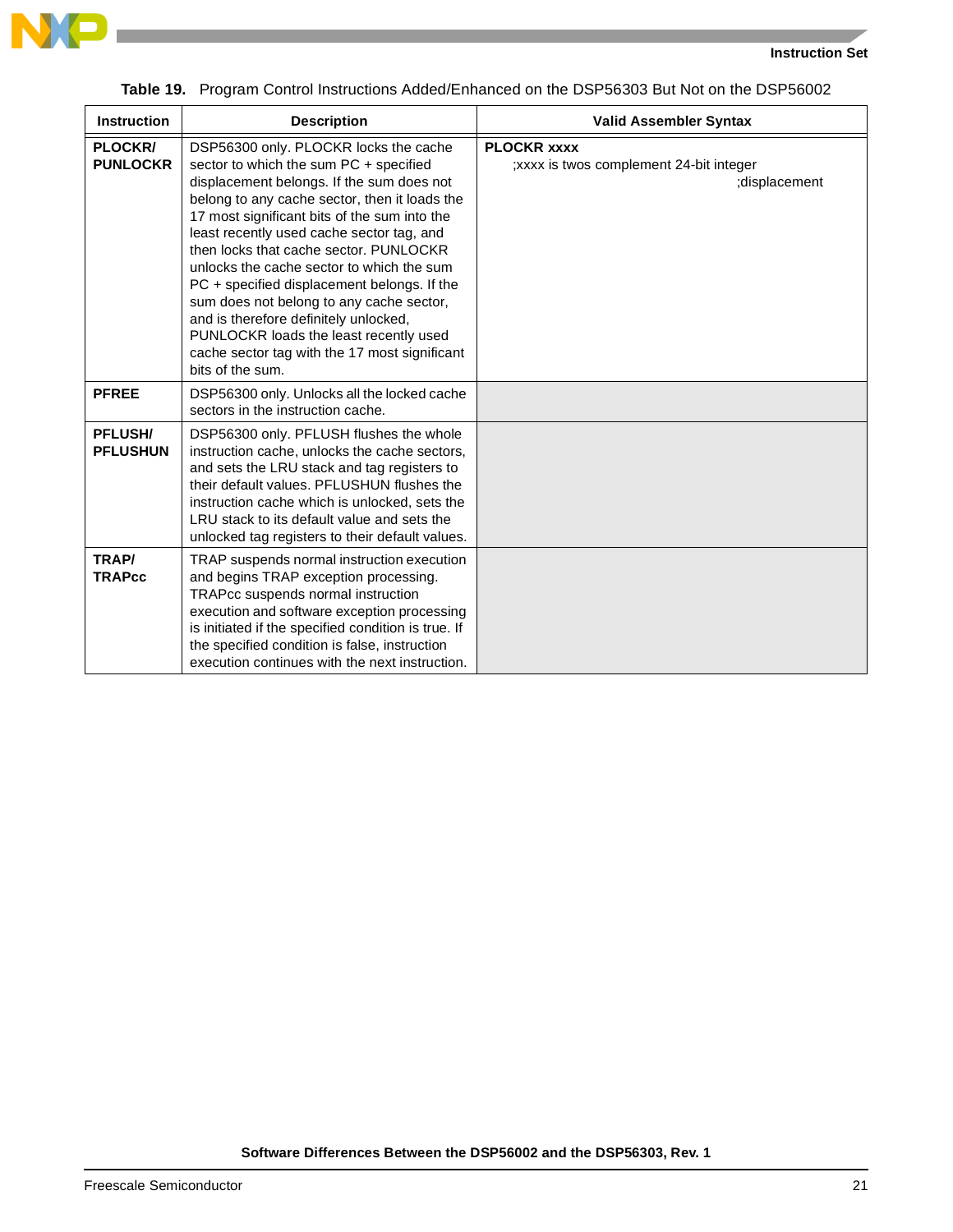**Table 19.** Program Control Instructions Added/Enhanced on the DSP56303 But Not on the DSP56002

| Instruction | Description | Valid Assembler Syntax |
|---|---|---|
| **PLOCKR/ PUNLOCKR** | DSP56300 only. PLOCKR locks the cache sector to which the sum PC + specified displacement belongs. If the sum does not belong to any cache sector, then it loads the 17 most significant bits of the sum into the least recently used cache sector tag, and then locks that cache sector. PUNLOCKR unlocks the cache sector to which the sum PC + specified displacement belongs. If the sum does not belong to any cache sector, and is therefore definitely unlocked, PUNLOCKR loads the least recently used cache sector tag with the 17 most significant bits of the sum. | **PLOCKR xxxx** ;xxxx is twos complement 24-bit integer ;displacement |
| **PFREE** | DSP56300 only. Unlocks all the locked cache sectors in the instruction cache. | |
| **PFLUSH/ PFLUSHUN** | DSP56300 only. PFLUSH flushes the whole instruction cache, unlocks the cache sectors, and sets the LRU stack and tag registers to their default values. PFLUSHUN flushes the instruction cache which is unlocked, sets the LRU stack to its default value and sets the unlocked tag registers to their default values. | |
| **TRAP/ TRAPcc** | TRAP suspends normal instruction execution and begins TRAP exception processing. TRAPcc suspends normal instruction execution and software exception processing is initiated if the specified condition is true. If the specified condition is false, instruction execution continues with the next instruction. | |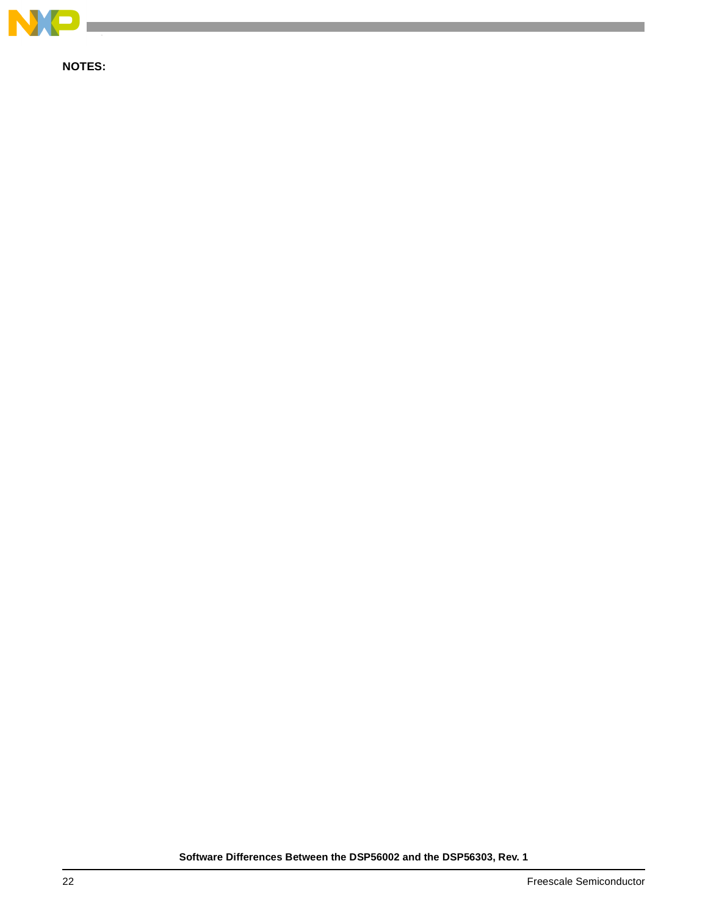**NOTES:**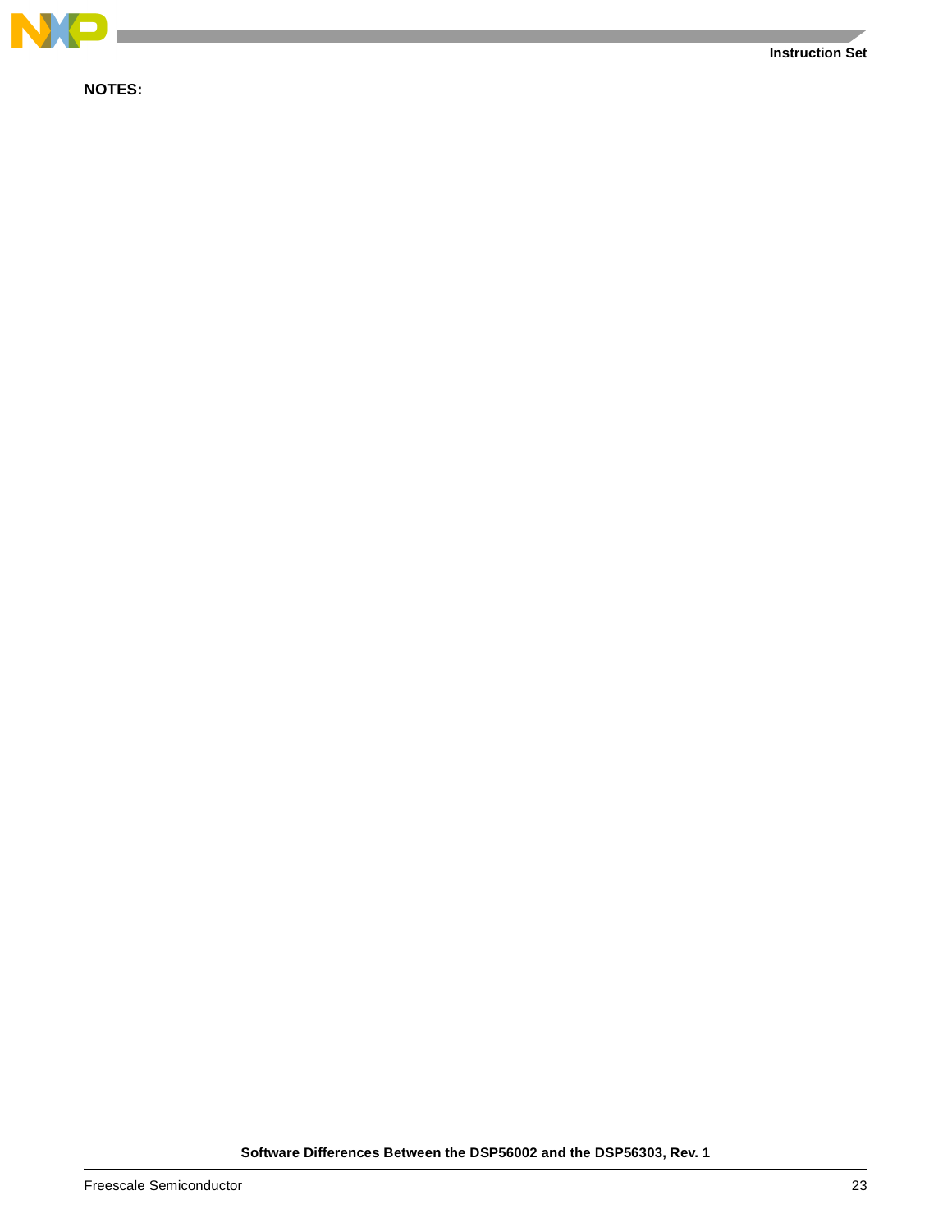**NOTES:**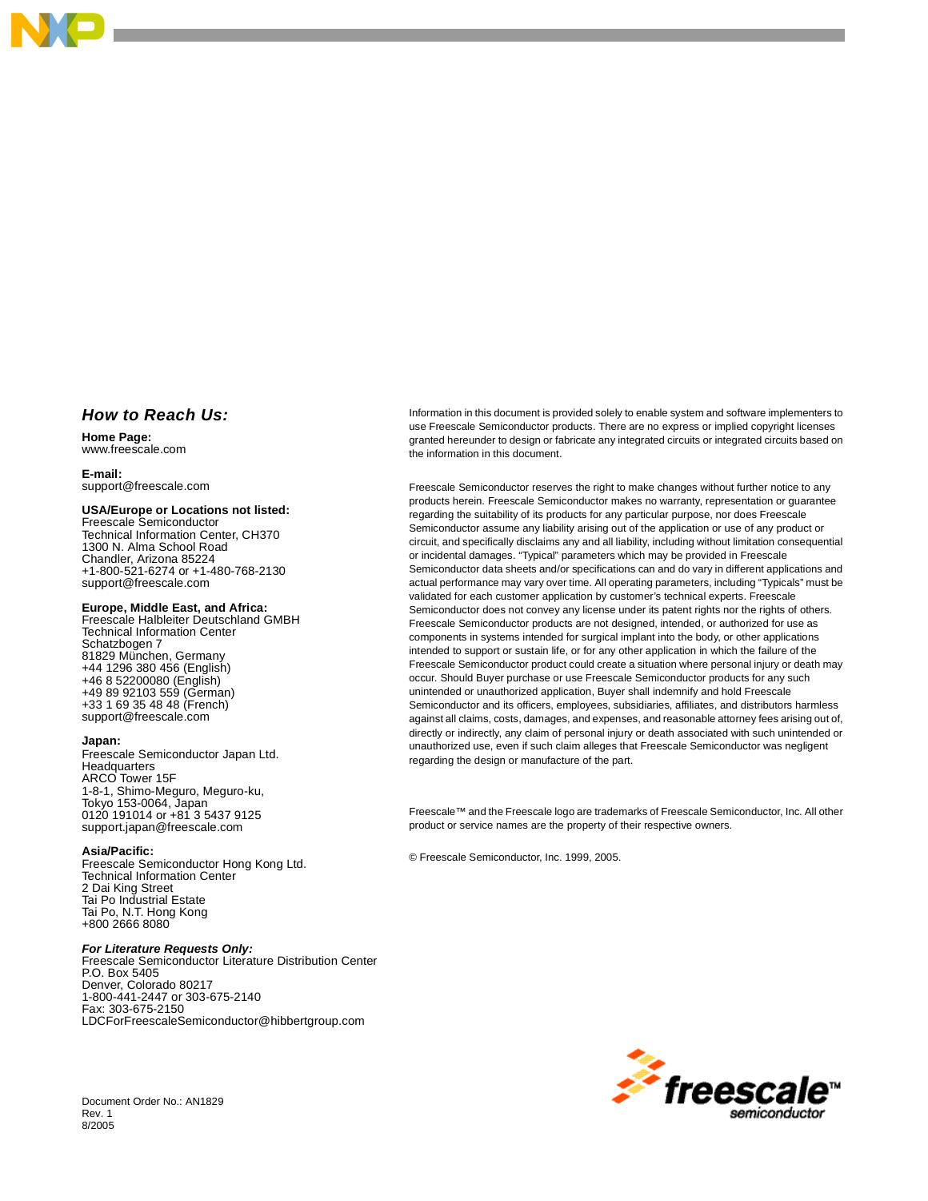## *How to Reach Us:*

**Home Page:**
www.freescale.com

**E-mail:**
support@freescale.com

**USA/Europe or Locations not listed:**
Freescale Semiconductor
Technical Information Center, CH370
1300 N. Alma School Road
Chandler, Arizona 85224
+1-800-521-6274 or +1-480-768-2130
support@freescale.com

**Europe, Middle East, and Africa:**
Freescale Halbleiter Deutschland GMBH
Technical Information Center
Schatzbogen 7
81829 München, Germany
+44 1296 380 456 (English)
+46 8 52200080 (English)
+49 89 92103 559 (German)
+33 1 69 35 48 48 (French)
support@freescale.com

**Japan:**
Freescale Semiconductor Japan Ltd.
Headquarters
ARCO Tower 15F
1-8-1, Shimo-Meguro, Meguro-ku,
Tokyo 153-0064, Japan
0120 191014 or +81 3 5437 9125
support.japan@freescale.com

**Asia/Pacific:**
Freescale Semiconductor Hong Kong Ltd.
Technical Information Center
2 Dai King Street
Tai Po Industrial Estate
Tai Po, N.T. Hong Kong
+800 2666 8080

***For Literature Requests Only:***
Freescale Semiconductor Literature Distribution Center
P.O. Box 5405
Denver, Colorado 80217
1-800-441-2447 or 303-675-2140
Fax: 303-675-2150
LDCForFreescaleSemiconductor@hibbertgroup.com

Information in this document is provided solely to enable system and software implementers to use Freescale Semiconductor products. There are no express or implied copyright licenses granted hereunder to design or fabricate any integrated circuits or integrated circuits based on the information in this document.

Freescale Semiconductor reserves the right to make changes without further notice to any products herein. Freescale Semiconductor makes no warranty, representation or guarantee regarding the suitability of its products for any particular purpose, nor does Freescale Semiconductor assume any liability arising out of the application or use of any product or circuit, and specifically disclaims any and all liability, including without limitation consequential or incidental damages. "Typical" parameters which may be provided in Freescale Semiconductor data sheets and/or specifications can and do vary in different applications and actual performance may vary over time. All operating parameters, including "Typicals" must be validated for each customer application by customer's technical experts. Freescale Semiconductor does not convey any license under its patent rights nor the rights of others. Freescale Semiconductor products are not designed, intended, or authorized for use as components in systems intended for surgical implant into the body, or other applications intended to support or sustain life, or for any other application in which the failure of the Freescale Semiconductor product could create a situation where personal injury or death may occur. Should Buyer purchase or use Freescale Semiconductor products for any such unintended or unauthorized application, Buyer shall indemnify and hold Freescale Semiconductor and its officers, employees, subsidiaries, affiliates, and distributors harmless against all claims, costs, damages, and expenses, and reasonable attorney fees arising out of, directly or indirectly, any claim of personal injury or death associated with such unintended or unauthorized use, even if such claim alleges that Freescale Semiconductor was negligent regarding the design or manufacture of the part.

Freescale™ and the Freescale logo are trademarks of Freescale Semiconductor, Inc. All other product or service names are the property of their respective owners.

© Freescale Semiconductor, Inc. 1999, 2005.

Document Order No.: AN1829
Rev. 1
8/2005